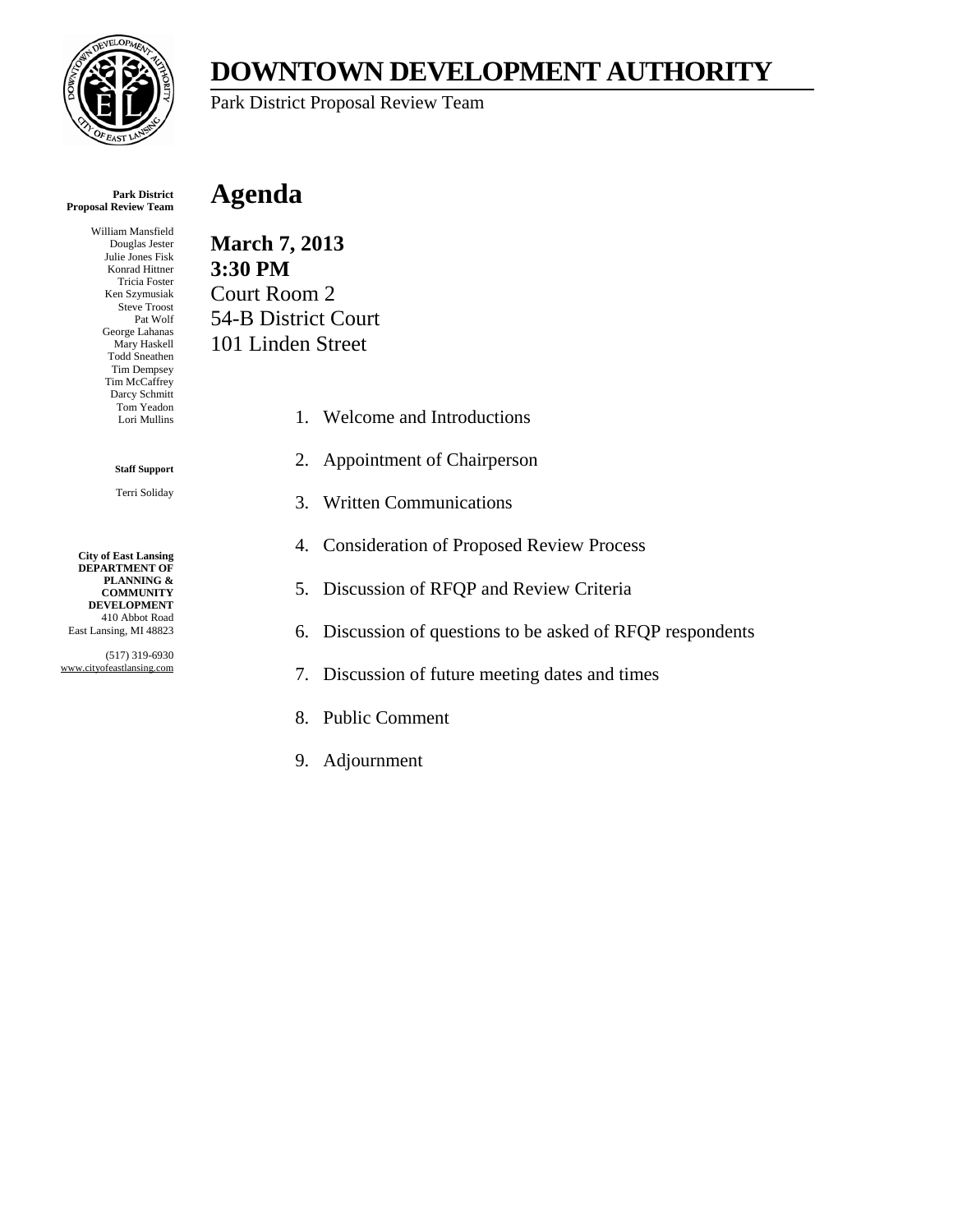# DOWNTOWN DEVELOPMENT AUTHORITY

Park District Proposal Review Team

**Park District Proposal Review Team**

William Mansfield
Douglas Jester
Julie Jones Fisk
Konrad Hittner
Tricia Foster
Ken Szymusiak
Steve Troost
Pat Wolf
George Lahanas
Mary Haskell
Todd Sneathen
Tim Dempsey
Tim McCaffrey
Darcy Schmitt
Tom Yeadon
Lori Mullins

**Staff Support**

Terri Soliday

**City of East Lansing DEPARTMENT OF PLANNING & COMMUNITY DEVELOPMENT**
410 Abbot Road
East Lansing, MI 48823

(517) 319-6930
www.cityofeastlansing.com

# Agenda

**March 7, 2013**
**3:30 PM**
Court Room 2
54-B District Court
101 Linden Street

1. Welcome and Introductions
2. Appointment of Chairperson
3. Written Communications
4. Consideration of Proposed Review Process
5. Discussion of RFQP and Review Criteria
6. Discussion of questions to be asked of RFQP respondents
7. Discussion of future meeting dates and times
8. Public Comment
9. Adjournment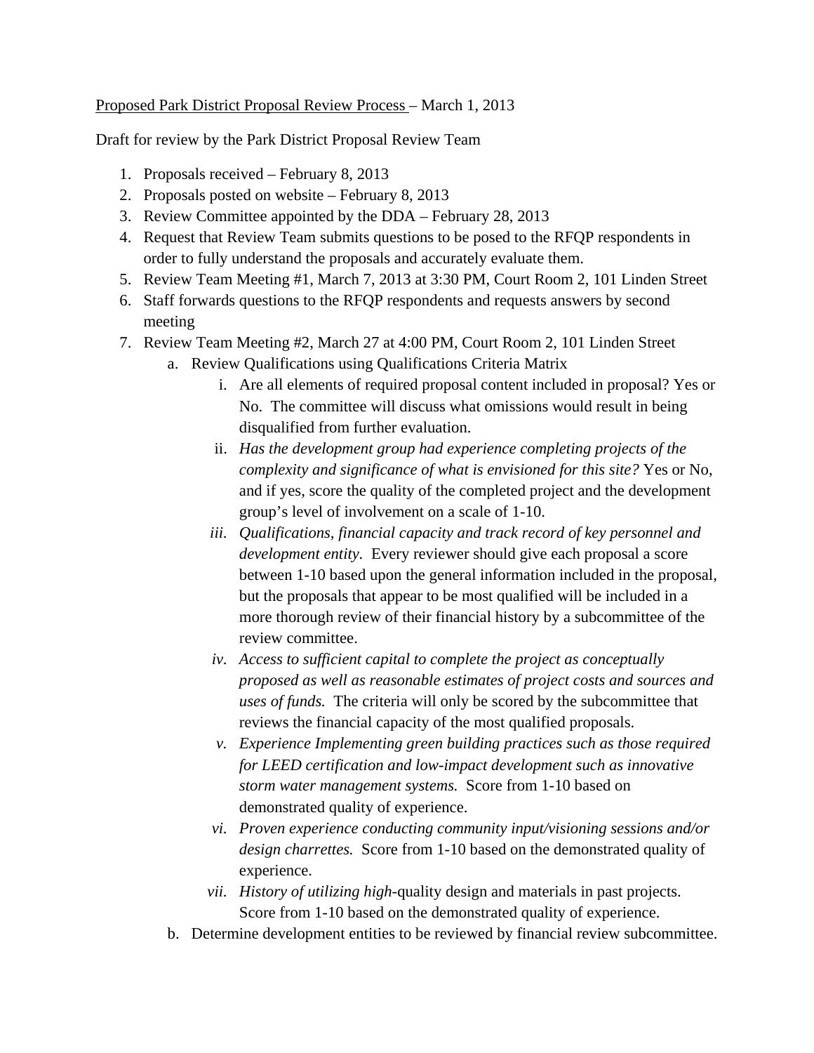<u>Proposed Park District Proposal Review Process</u> – March 1, 2013

Draft for review by the Park District Proposal Review Team

1. Proposals received – February 8, 2013
2. Proposals posted on website – February 8, 2013
3. Review Committee appointed by the DDA – February 28, 2013
4. Request that Review Team submits questions to be posed to the RFQP respondents in order to fully understand the proposals and accurately evaluate them.
5. Review Team Meeting #1, March 7, 2013 at 3:30 PM, Court Room 2, 101 Linden Street
6. Staff forwards questions to the RFQP respondents and requests answers by second meeting
7. Review Team Meeting #2, March 27 at 4:00 PM, Court Room 2, 101 Linden Street
   a. Review Qualifications using Qualifications Criteria Matrix
      i. Are all elements of required proposal content included in proposal? Yes or No. The committee will discuss what omissions would result in being disqualified from further evaluation.
      ii. *Has the development group had experience completing projects of the complexity and significance of what is envisioned for this site?* Yes or No, and if yes, score the quality of the completed project and the development group's level of involvement on a scale of 1-10.
      iii. *Qualifications, financial capacity and track record of key personnel and development entity.* Every reviewer should give each proposal a score between 1-10 based upon the general information included in the proposal, but the proposals that appear to be most qualified will be included in a more thorough review of their financial history by a subcommittee of the review committee.
      iv. *Access to sufficient capital to complete the project as conceptually proposed as well as reasonable estimates of project costs and sources and uses of funds.* The criteria will only be scored by the subcommittee that reviews the financial capacity of the most qualified proposals.
      v. *Experience Implementing green building practices such as those required for LEED certification and low-impact development such as innovative storm water management systems.* Score from 1-10 based on demonstrated quality of experience.
      vi. *Proven experience conducting community input/visioning sessions and/or design charrettes.* Score from 1-10 based on the demonstrated quality of experience.
      vii. *History of utilizing high*-quality design and materials in past projects. Score from 1-10 based on the demonstrated quality of experience.
   b. Determine development entities to be reviewed by financial review subcommittee.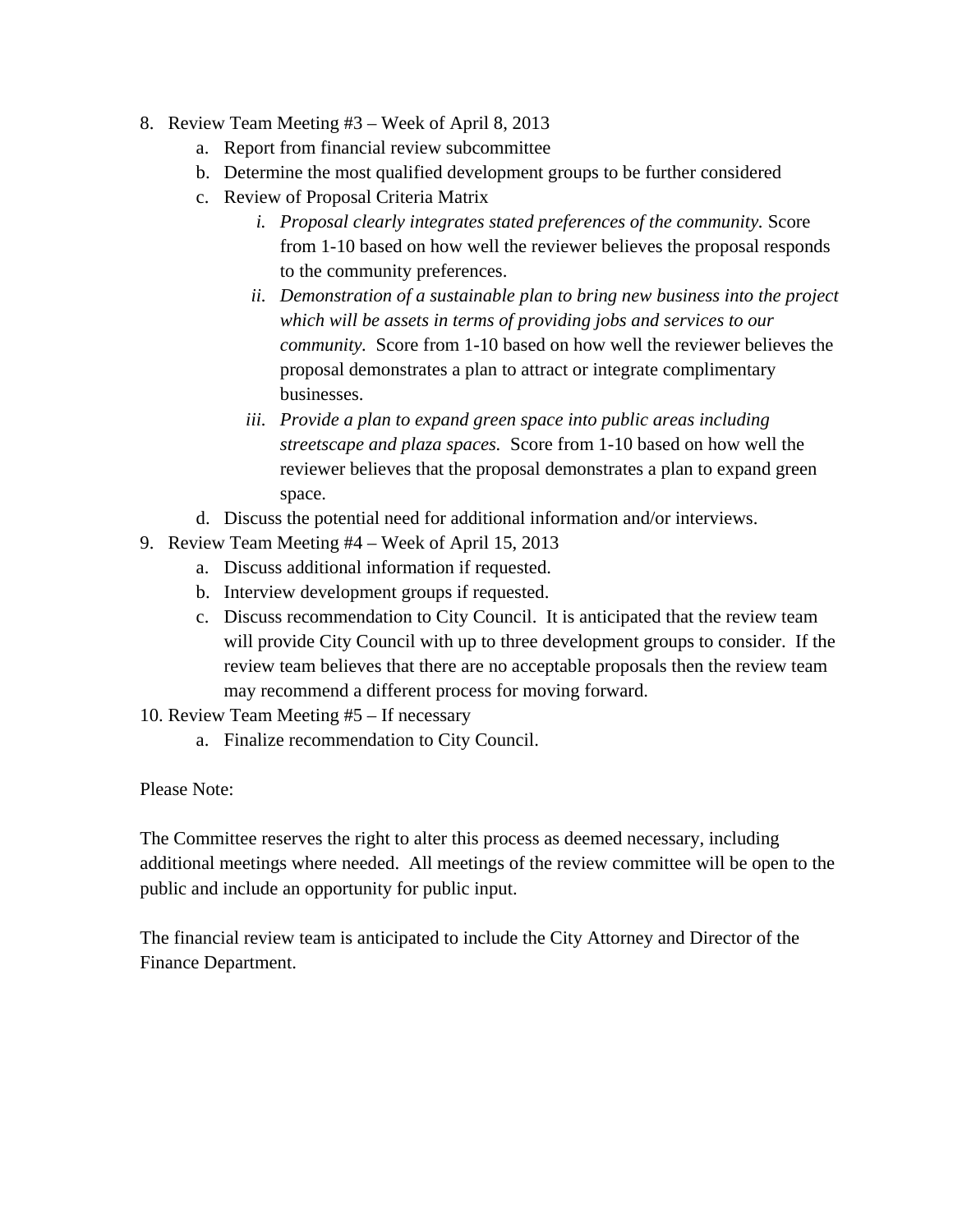8. Review Team Meeting #3 – Week of April 8, 2013
    a. Report from financial review subcommittee
    b. Determine the most qualified development groups to be further considered
    c. Review of Proposal Criteria Matrix
        i. *Proposal clearly integrates stated preferences of the community.* Score from 1-10 based on how well the reviewer believes the proposal responds to the community preferences.
        ii. *Demonstration of a sustainable plan to bring new business into the project which will be assets in terms of providing jobs and services to our community.* Score from 1-10 based on how well the reviewer believes the proposal demonstrates a plan to attract or integrate complimentary businesses.
        iii. *Provide a plan to expand green space into public areas including streetscape and plaza spaces.* Score from 1-10 based on how well the reviewer believes that the proposal demonstrates a plan to expand green space.
    d. Discuss the potential need for additional information and/or interviews.
9. Review Team Meeting #4 – Week of April 15, 2013
    a. Discuss additional information if requested.
    b. Interview development groups if requested.
    c. Discuss recommendation to City Council. It is anticipated that the review team will provide City Council with up to three development groups to consider. If the review team believes that there are no acceptable proposals then the review team may recommend a different process for moving forward.
10. Review Team Meeting #5 – If necessary
    a. Finalize recommendation to City Council.

Please Note:

The Committee reserves the right to alter this process as deemed necessary, including additional meetings where needed. All meetings of the review committee will be open to the public and include an opportunity for public input.

The financial review team is anticipated to include the City Attorney and Director of the Finance Department.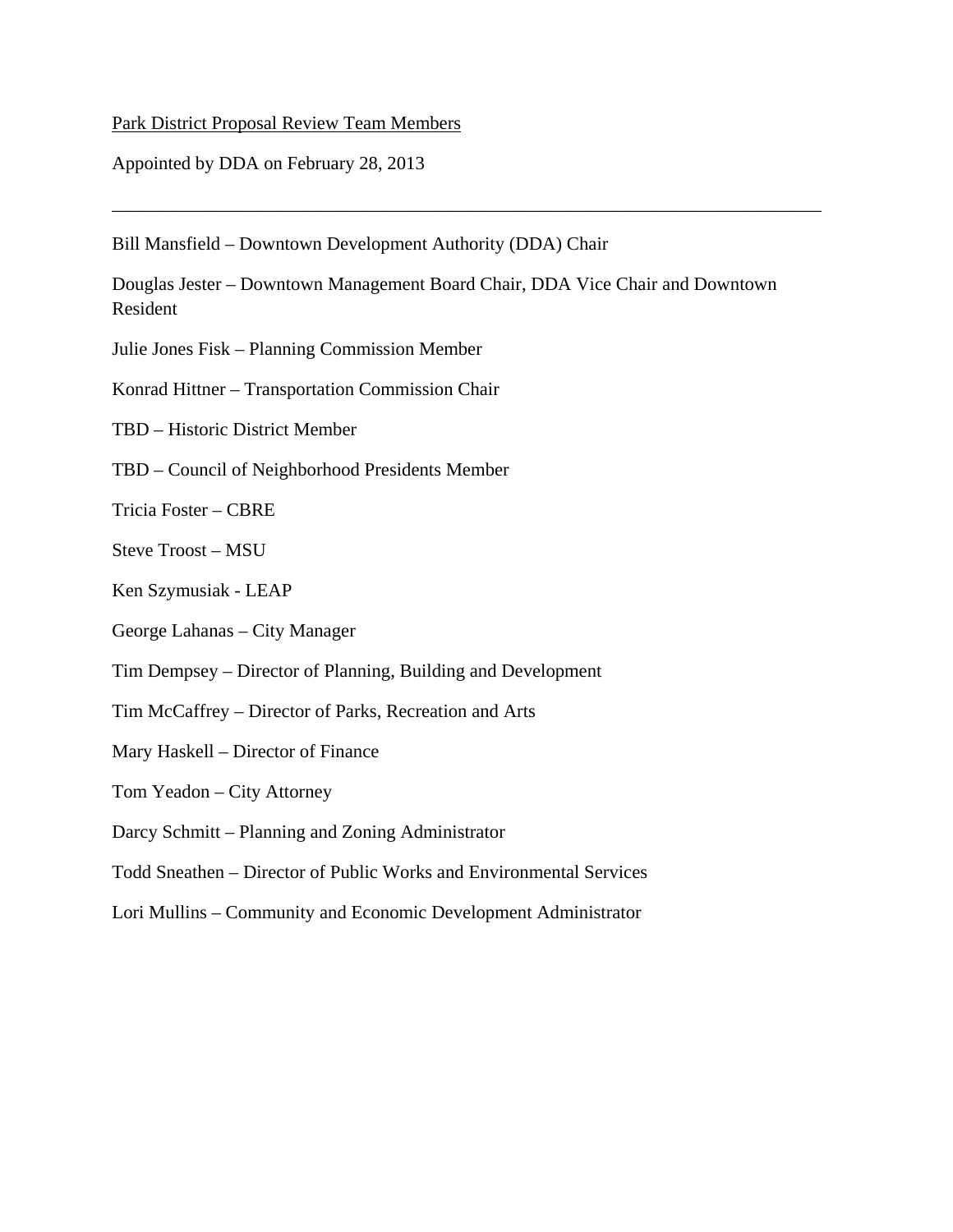<u>Park District Proposal Review Team Members</u>

Appointed by DDA on February 28, 2013

---

Bill Mansfield – Downtown Development Authority (DDA) Chair

Douglas Jester – Downtown Management Board Chair, DDA Vice Chair and Downtown Resident

Julie Jones Fisk – Planning Commission Member

Konrad Hittner – Transportation Commission Chair

TBD – Historic District Member

TBD – Council of Neighborhood Presidents Member

Tricia Foster – CBRE

Steve Troost – MSU

Ken Szymusiak - LEAP

George Lahanas – City Manager

Tim Dempsey – Director of Planning, Building and Development

Tim McCaffrey – Director of Parks, Recreation and Arts

Mary Haskell – Director of Finance

Tom Yeadon – City Attorney

Darcy Schmitt – Planning and Zoning Administrator

Todd Sneathen – Director of Public Works and Environmental Services

Lori Mullins – Community and Economic Development Administrator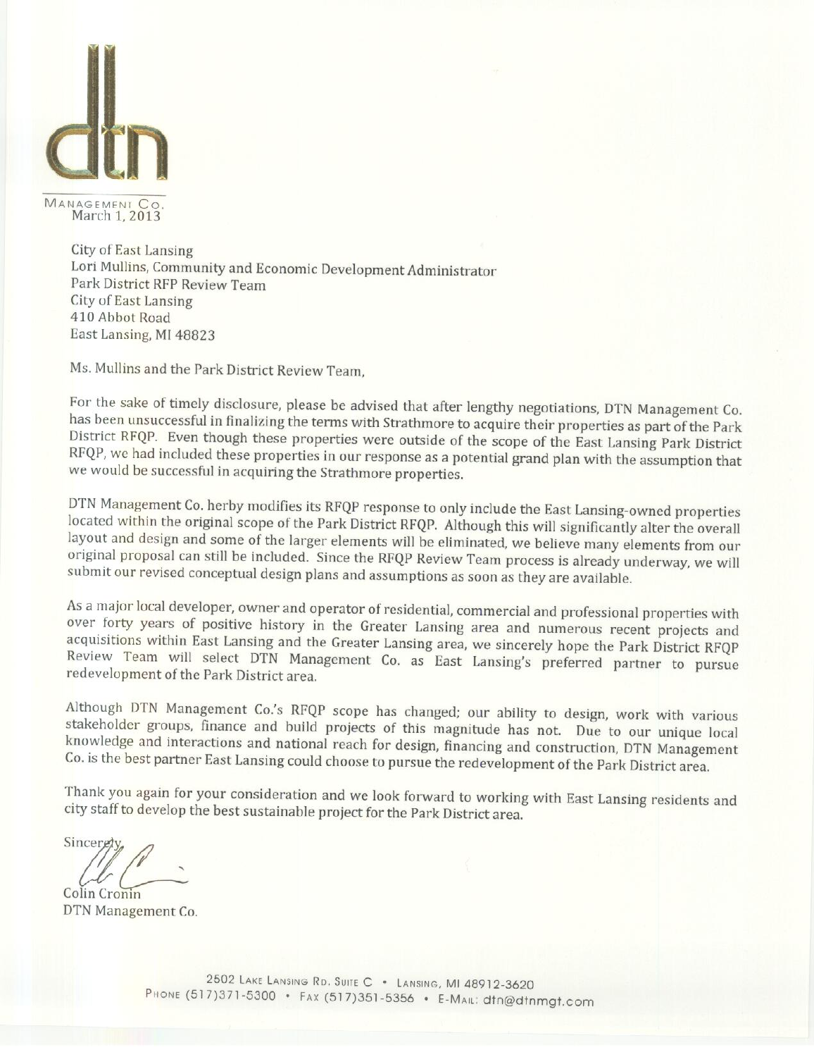MANAGEMENT CO.

March 1, 2013

City of East Lansing
Lori Mullins, Community and Economic Development Administrator
Park District RFP Review Team
City of East Lansing
410 Abbot Road
East Lansing, MI 48823

Ms. Mullins and the Park District Review Team,

For the sake of timely disclosure, please be advised that after lengthy negotiations, DTN Management Co. has been unsuccessful in finalizing the terms with Strathmore to acquire their properties as part of the Park District RFQP. Even though these properties were outside of the scope of the East Lansing Park District RFQP, we had included these properties in our response as a potential grand plan with the assumption that we would be successful in acquiring the Strathmore properties.

DTN Management Co. herby modifies its RFQP response to only include the East Lansing-owned properties located within the original scope of the Park District RFQP. Although this will significantly alter the overall layout and design and some of the larger elements will be eliminated, we believe many elements from our original proposal can still be included. Since the RFQP Review Team process is already underway, we will submit our revised conceptual design plans and assumptions as soon as they are available.

As a major local developer, owner and operator of residential, commercial and professional properties with over forty years of positive history in the Greater Lansing area and numerous recent projects and acquisitions within East Lansing and the Greater Lansing area, we sincerely hope the Park District RFQP Review Team will select DTN Management Co. as East Lansing's preferred partner to pursue redevelopment of the Park District area.

Although DTN Management Co.'s RFQP scope has changed; our ability to design, work with various stakeholder groups, finance and build projects of this magnitude has not. Due to our unique local knowledge and interactions and national reach for design, financing and construction, DTN Management Co. is the best partner East Lansing could choose to pursue the redevelopment of the Park District area.

Thank you again for your consideration and we look forward to working with East Lansing residents and city staff to develop the best sustainable project for the Park District area.

Sincerely,

Colin Cronin
DTN Management Co.

2502 Lake Lansing Rd. Suite C • Lansing, MI 48912-3620
Phone (517)371-5300 • Fax (517)351-5356 • E-Mail: dtn@dtnmgt.com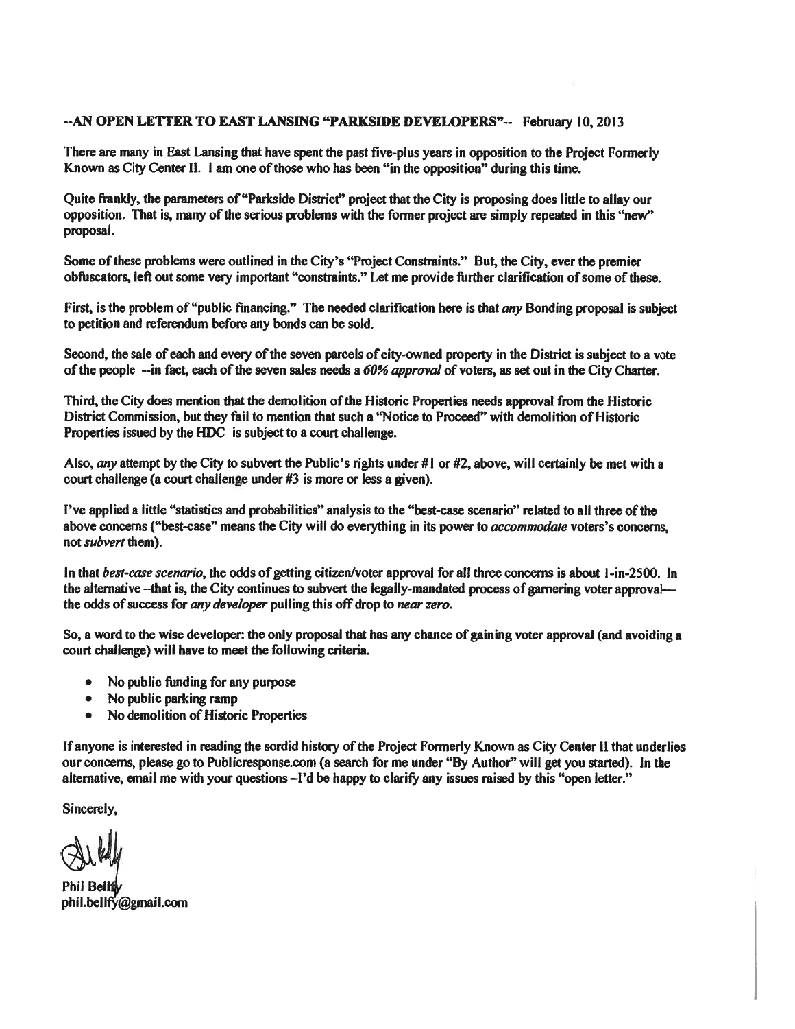**--AN OPEN LETTER TO EAST LANSING "PARKSIDE DEVELOPERS"-- February 10, 2013**

There are many in East Lansing that have spent the past five-plus years in opposition to the Project Formerly Known as City Center II. I am one of those who has been "in the opposition" during this time.

Quite frankly, the parameters of "Parkside District" project that the City is proposing does little to allay our opposition. That is, many of the serious problems with the former project are simply repeated in this "new" proposal.

Some of these problems were outlined in the City's "Project Constraints." But, the City, ever the premier obfuscators, left out some very important "constraints." Let me provide further clarification of some of these.

First, is the problem of "public financing." The needed clarification here is that *any* Bonding proposal is subject to petition and referendum before any bonds can be sold.

Second, the sale of each and every of the seven parcels of city-owned property in the District is subject to a vote of the people --in fact, each of the seven sales needs a *60% approval* of voters, as set out in the City Charter.

Third, the City does mention that the demolition of the Historic Properties needs approval from the Historic District Commission, but they fail to mention that such a "Notice to Proceed" with demolition of Historic Properties issued by the HDC is subject to a court challenge.

Also, *any* attempt by the City to subvert the Public's rights under #1 or #2, above, will certainly be met with a court challenge (a court challenge under #3 is more or less a given).

I've applied a little "statistics and probabilities" analysis to the "best-case scenario" related to all three of the above concerns ("best-case" means the City will do everything in its power to *accommodate* voters's concerns, not *subvert* them).

In that *best-case scenario*, the odds of getting citizen/voter approval for all three concerns is about 1-in-2500. In the alternative --that is, the City continues to subvert the legally-mandated process of garnering voter approval-- the odds of success for *any developer* pulling this off drop to *near zero*.

So, a word to the wise developer: the only proposal that has any chance of gaining voter approval (and avoiding a court challenge) will have to meet the following criteria.

- No public funding for any purpose
- No public parking ramp
- No demolition of Historic Properties

If anyone is interested in reading the sordid history of the Project Formerly Known as City Center II that underlies our concerns, please go to Publicresponse.com (a search for me under "By Author" will get you started). In the alternative, email me with your questions --I'd be happy to clarify any issues raised by this "open letter."

Sincerely,

Phil Bellfy
phil.bellfy@gmail.com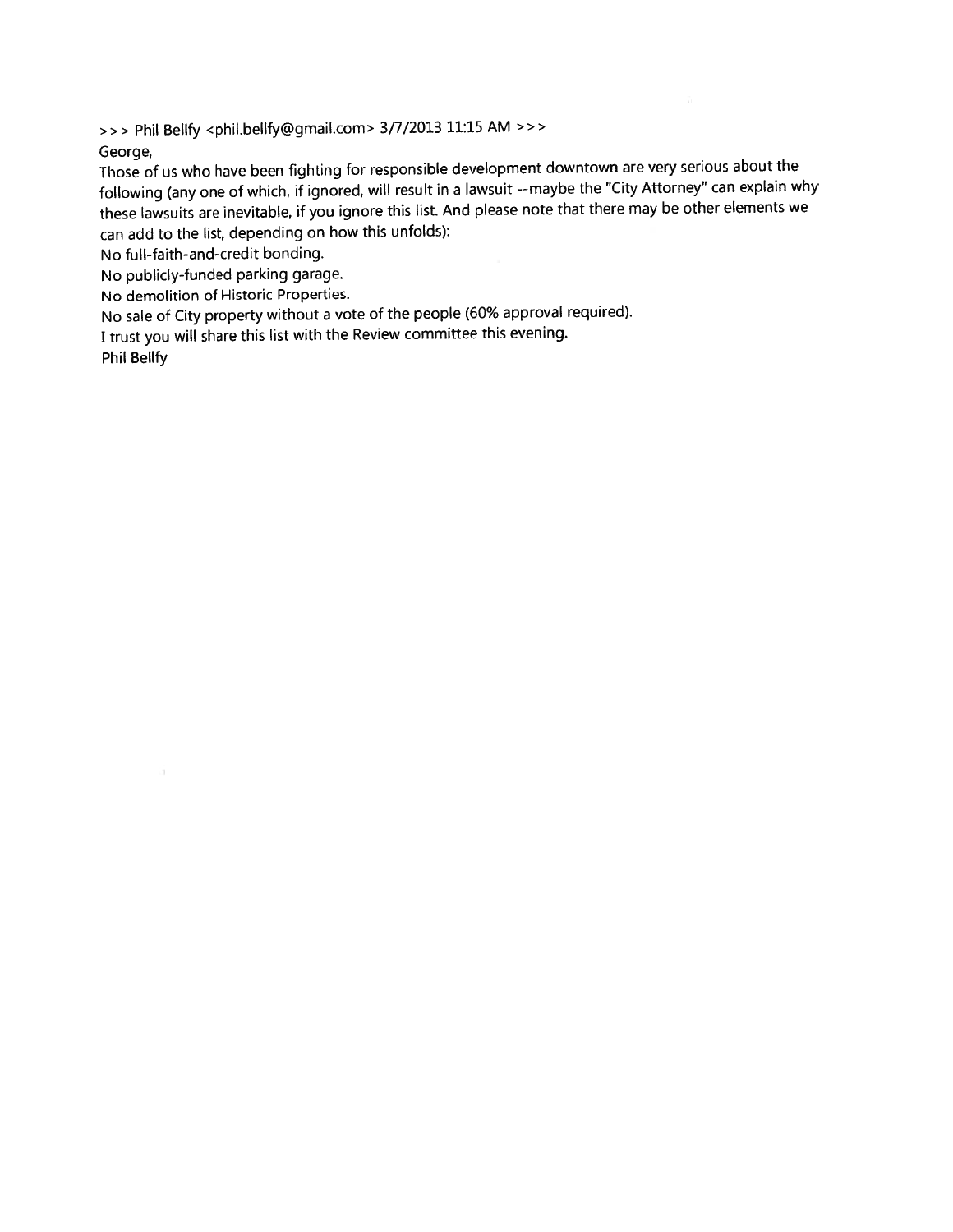>>> Phil Bellfy <phil.bellfy@gmail.com> 3/7/2013 11:15 AM >>>

George,

Those of us who have been fighting for responsible development downtown are very serious about the following (any one of which, if ignored, will result in a lawsuit --maybe the "City Attorney" can explain why these lawsuits are inevitable, if you ignore this list. And please note that there may be other elements we can add to the list, depending on how this unfolds):

No full-faith-and-credit bonding.

No publicly-funded parking garage.

No demolition of Historic Properties.

No sale of City property without a vote of the people (60% approval required).

I trust you will share this list with the Review committee this evening.

Phil Bellfy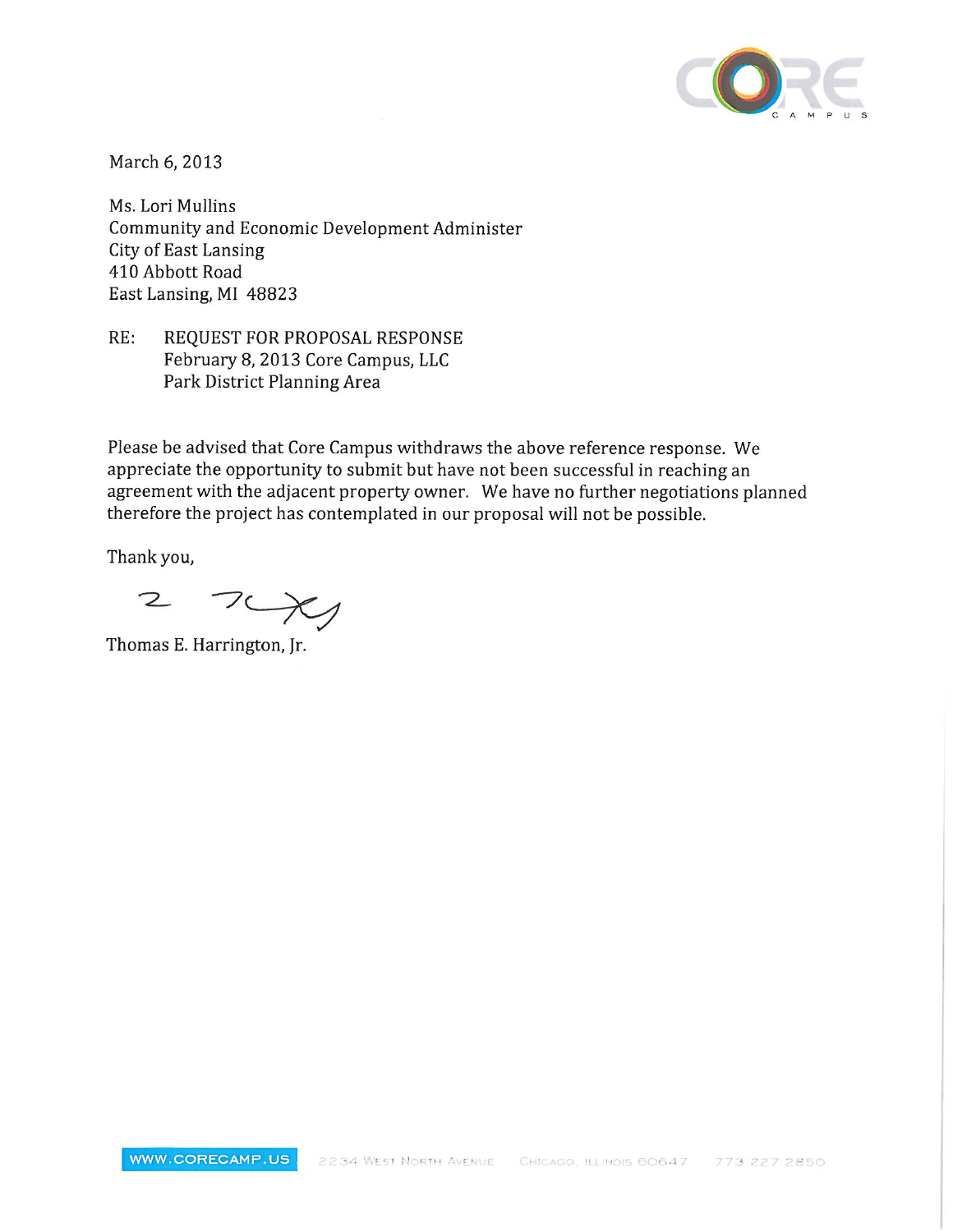CORE CAMPUS

March 6, 2013

Ms. Lori Mullins
Community and Economic Development Administer
City of East Lansing
410 Abbott Road
East Lansing, MI 48823

RE: REQUEST FOR PROPOSAL RESPONSE
February 8, 2013 Core Campus, LLC
Park District Planning Area

Please be advised that Core Campus withdraws the above reference response. We appreciate the opportunity to submit but have not been successful in reaching an agreement with the adjacent property owner. We have no further negotiations planned therefore the project has contemplated in our proposal will not be possible.

Thank you,

Thomas E. Harrington, Jr.

WWW.CORECAMP.US 2234 WEST NORTH AVENUE CHICAGO, ILLINOIS 60647 773 227 2850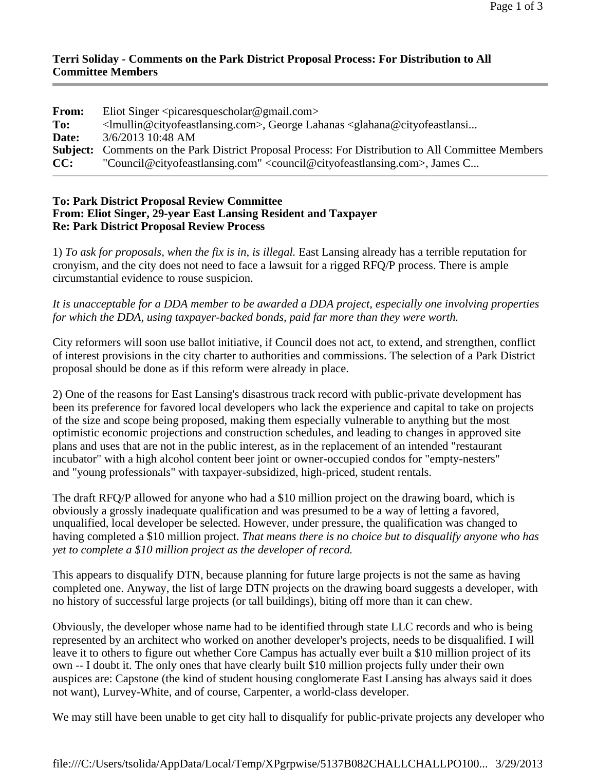**Terri Soliday - Comments on the Park District Proposal Process: For Distribution to All Committee Members**

| | |
|---|---|
| **From:** | Eliot Singer <picaresquescholar@gmail.com> |
| **To:** | <lmullin@cityofeastlansing.com>, George Lahanas <glahana@cityofeastlansi... |
| **Date:** | 3/6/2013 10:48 AM |
| **Subject:** | Comments on the Park District Proposal Process: For Distribution to All Committee Members |
| **CC:** | "Council@cityofeastlansing.com" <council@cityofeastlansing.com>, James C... |

**To: Park District Proposal Review Committee**
**From: Eliot Singer, 29-year East Lansing Resident and Taxpayer**
**Re: Park District Proposal Review Process**

1) *To ask for proposals, when the fix is in, is illegal.* East Lansing already has a terrible reputation for cronyism, and the city does not need to face a lawsuit for a rigged RFQ/P process. There is ample circumstantial evidence to rouse suspicion.

*It is unacceptable for a DDA member to be awarded a DDA project, especially one involving properties for which the DDA, using taxpayer-backed bonds, paid far more than they were worth.*

City reformers will soon use ballot initiative, if Council does not act, to extend, and strengthen, conflict of interest provisions in the city charter to authorities and commissions. The selection of a Park District proposal should be done as if this reform were already in place.

2) One of the reasons for East Lansing's disastrous track record with public-private development has been its preference for favored local developers who lack the experience and capital to take on projects of the size and scope being proposed, making them especially vulnerable to anything but the most optimistic economic projections and construction schedules, and leading to changes in approved site plans and uses that are not in the public interest, as in the replacement of an intended "restaurant incubator" with a high alcohol content beer joint or owner-occupied condos for "empty-nesters" and "young professionals" with taxpayer-subsidized, high-priced, student rentals.

The draft RFQ/P allowed for anyone who had a $10 million project on the drawing board, which is obviously a grossly inadequate qualification and was presumed to be a way of letting a favored, unqualified, local developer be selected. However, under pressure, the qualification was changed to having completed a $10 million project. *That means there is no choice but to disqualify anyone who has yet to complete a $10 million project as the developer of record.*

This appears to disqualify DTN, because planning for future large projects is not the same as having completed one. Anyway, the list of large DTN projects on the drawing board suggests a developer, with no history of successful large projects (or tall buildings), biting off more than it can chew.

Obviously, the developer whose name had to be identified through state LLC records and who is being represented by an architect who worked on another developer's projects, needs to be disqualified. I will leave it to others to figure out whether Core Campus has actually ever built a $10 million project of its own -- I doubt it. The only ones that have clearly built $10 million projects fully under their own auspices are: Capstone (the kind of student housing conglomerate East Lansing has always said it does not want), Lurvey-White, and of course, Carpenter, a world-class developer.

We may still have been unable to get city hall to disqualify for public-private projects any developer who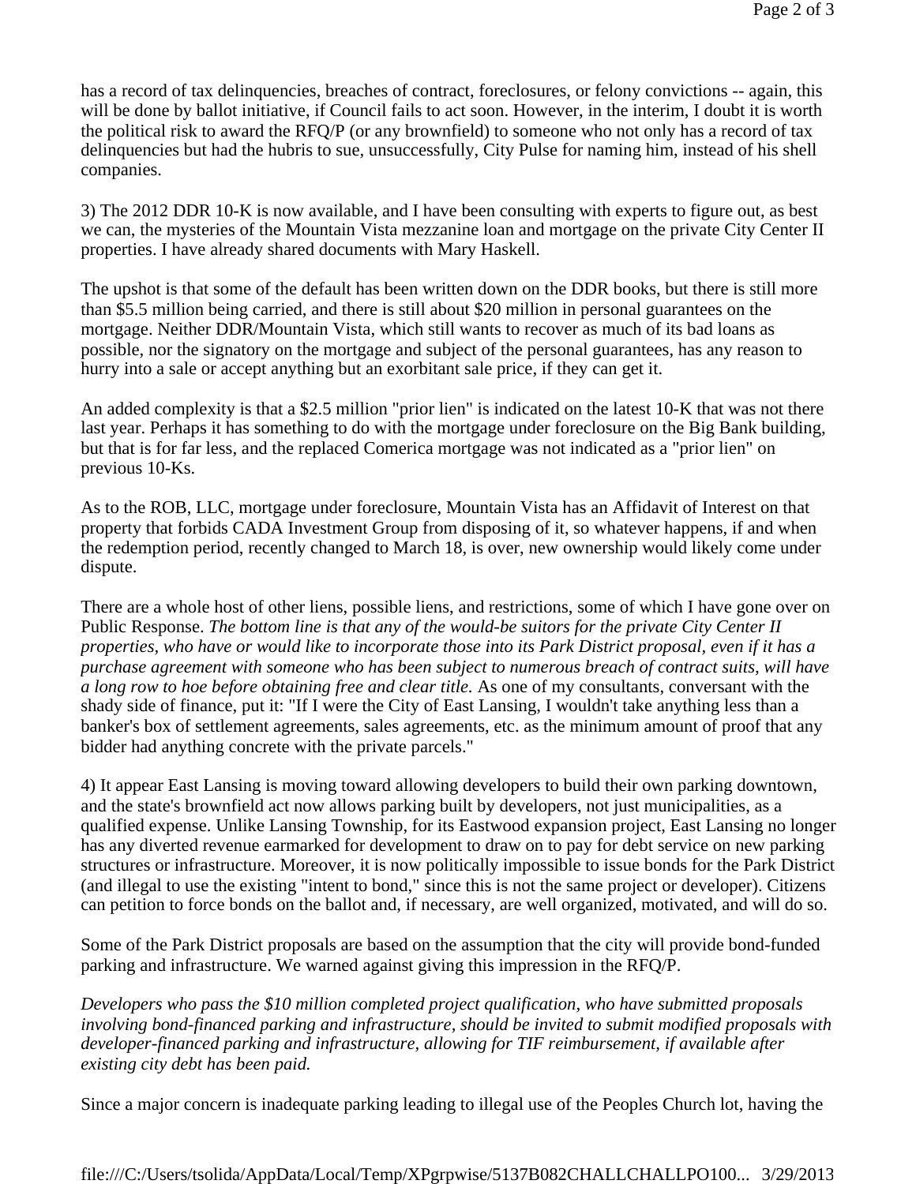has a record of tax delinquencies, breaches of contract, foreclosures, or felony convictions -- again, this will be done by ballot initiative, if Council fails to act soon. However, in the interim, I doubt it is worth the political risk to award the RFQ/P (or any brownfield) to someone who not only has a record of tax delinquencies but had the hubris to sue, unsuccessfully, City Pulse for naming him, instead of his shell companies.

3) The 2012 DDR 10-K is now available, and I have been consulting with experts to figure out, as best we can, the mysteries of the Mountain Vista mezzanine loan and mortgage on the private City Center II properties. I have already shared documents with Mary Haskell.

The upshot is that some of the default has been written down on the DDR books, but there is still more than $5.5 million being carried, and there is still about $20 million in personal guarantees on the mortgage. Neither DDR/Mountain Vista, which still wants to recover as much of its bad loans as possible, nor the signatory on the mortgage and subject of the personal guarantees, has any reason to hurry into a sale or accept anything but an exorbitant sale price, if they can get it.

An added complexity is that a $2.5 million "prior lien" is indicated on the latest 10-K that was not there last year. Perhaps it has something to do with the mortgage under foreclosure on the Big Bank building, but that is for far less, and the replaced Comerica mortgage was not indicated as a "prior lien" on previous 10-Ks.

As to the ROB, LLC, mortgage under foreclosure, Mountain Vista has an Affidavit of Interest on that property that forbids CADA Investment Group from disposing of it, so whatever happens, if and when the redemption period, recently changed to March 18, is over, new ownership would likely come under dispute.

There are a whole host of other liens, possible liens, and restrictions, some of which I have gone over on Public Response. *The bottom line is that any of the would-be suitors for the private City Center II properties, who have or would like to incorporate those into its Park District proposal, even if it has a purchase agreement with someone who has been subject to numerous breach of contract suits, will have a long row to hoe before obtaining free and clear title.* As one of my consultants, conversant with the shady side of finance, put it: "If I were the City of East Lansing, I wouldn't take anything less than a banker's box of settlement agreements, sales agreements, etc. as the minimum amount of proof that any bidder had anything concrete with the private parcels."

4) It appear East Lansing is moving toward allowing developers to build their own parking downtown, and the state's brownfield act now allows parking built by developers, not just municipalities, as a qualified expense. Unlike Lansing Township, for its Eastwood expansion project, East Lansing no longer has any diverted revenue earmarked for development to draw on to pay for debt service on new parking structures or infrastructure. Moreover, it is now politically impossible to issue bonds for the Park District (and illegal to use the existing "intent to bond," since this is not the same project or developer). Citizens can petition to force bonds on the ballot and, if necessary, are well organized, motivated, and will do so.

Some of the Park District proposals are based on the assumption that the city will provide bond-funded parking and infrastructure. We warned against giving this impression in the RFQ/P.

*Developers who pass the $10 million completed project qualification, who have submitted proposals involving bond-financed parking and infrastructure, should be invited to submit modified proposals with developer-financed parking and infrastructure, allowing for TIF reimbursement, if available after existing city debt has been paid.*

Since a major concern is inadequate parking leading to illegal use of the Peoples Church lot, having the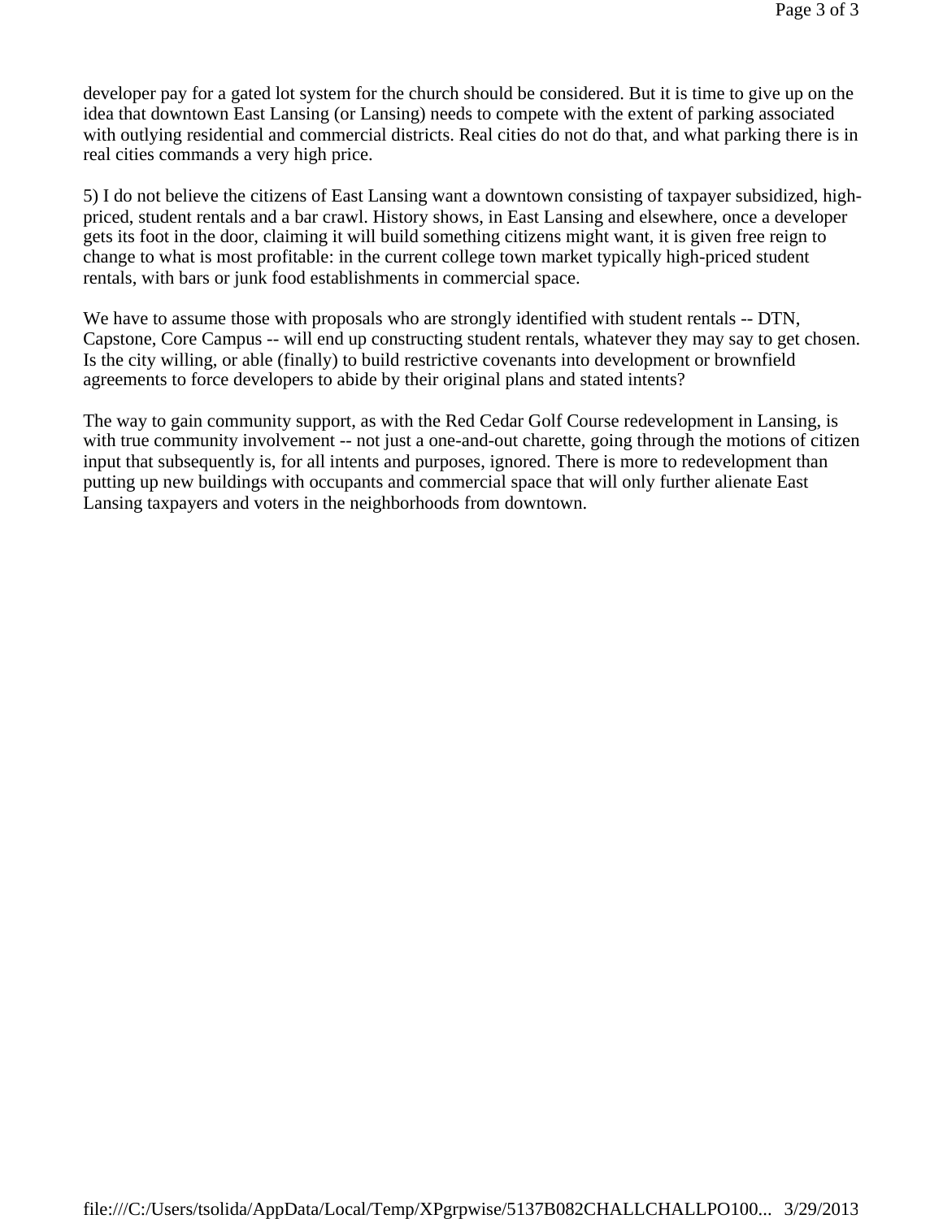developer pay for a gated lot system for the church should be considered. But it is time to give up on the idea that downtown East Lansing (or Lansing) needs to compete with the extent of parking associated with outlying residential and commercial districts. Real cities do not do that, and what parking there is in real cities commands a very high price.

5) I do not believe the citizens of East Lansing want a downtown consisting of taxpayer subsidized, high-priced, student rentals and a bar crawl. History shows, in East Lansing and elsewhere, once a developer gets its foot in the door, claiming it will build something citizens might want, it is given free reign to change to what is most profitable: in the current college town market typically high-priced student rentals, with bars or junk food establishments in commercial space.

We have to assume those with proposals who are strongly identified with student rentals -- DTN, Capstone, Core Campus -- will end up constructing student rentals, whatever they may say to get chosen. Is the city willing, or able (finally) to build restrictive covenants into development or brownfield agreements to force developers to abide by their original plans and stated intents?

The way to gain community support, as with the Red Cedar Golf Course redevelopment in Lansing, is with true community involvement -- not just a one-and-out charette, going through the motions of citizen input that subsequently is, for all intents and purposes, ignored. There is more to redevelopment than putting up new buildings with occupants and commercial space that will only further alienate East Lansing taxpayers and voters in the neighborhoods from downtown.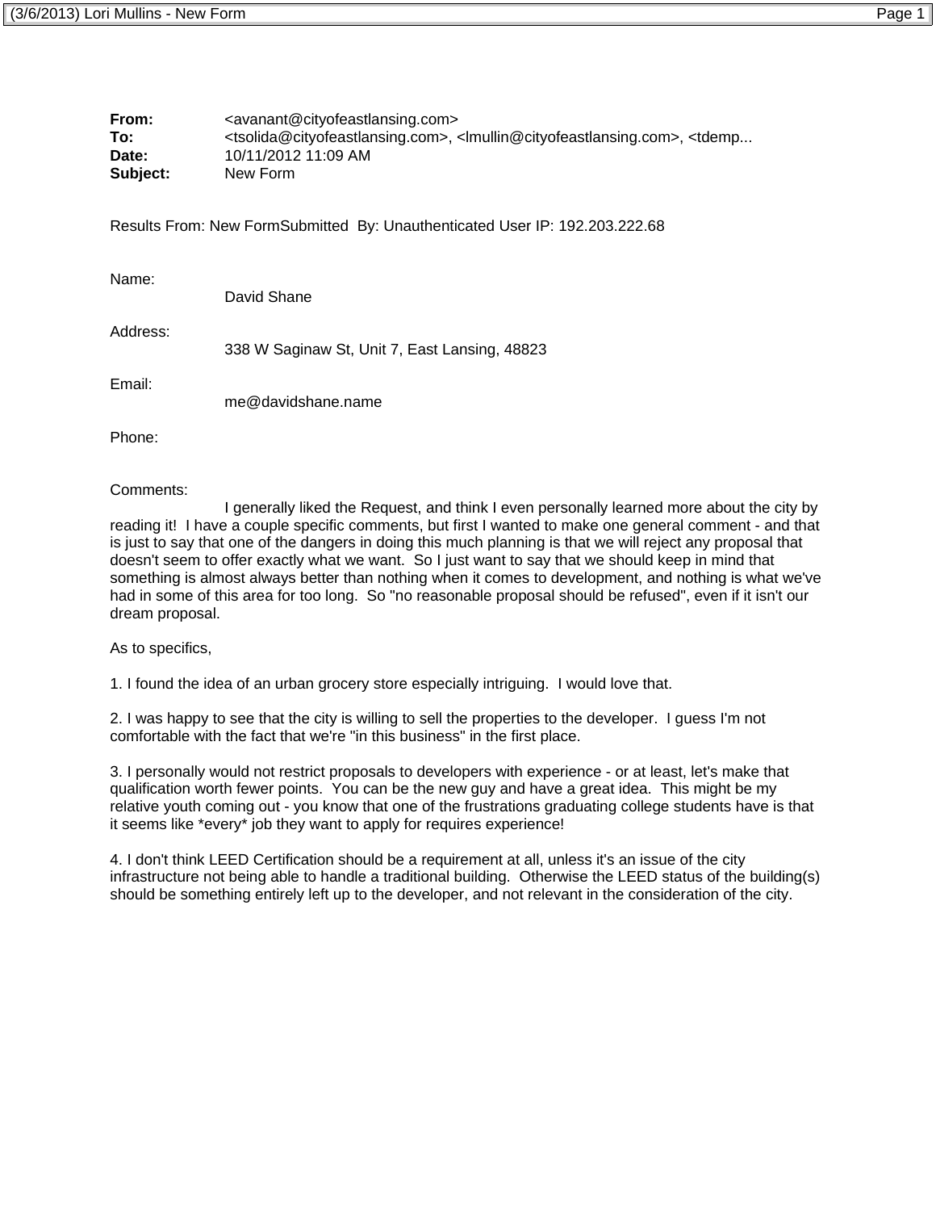**From:** <avanant@cityofeastlansing.com>
**To:** <tsolida@cityofeastlansing.com>, <lmullin@cityofeastlansing.com>, <tdemp...
**Date:** 10/11/2012 11:09 AM
**Subject:** New Form

Results From: New FormSubmitted By: Unauthenticated User IP: 192.203.222.68

Name:
David Shane

Address:
338 W Saginaw St, Unit 7, East Lansing, 48823

Email:
me@davidshane.name

Phone:

Comments:
I generally liked the Request, and think I even personally learned more about the city by reading it! I have a couple specific comments, but first I wanted to make one general comment - and that is just to say that one of the dangers in doing this much planning is that we will reject any proposal that doesn't seem to offer exactly what we want. So I just want to say that we should keep in mind that something is almost always better than nothing when it comes to development, and nothing is what we've had in some of this area for too long. So "no reasonable proposal should be refused", even if it isn't our dream proposal.

As to specifics,

1. I found the idea of an urban grocery store especially intriguing. I would love that.

2. I was happy to see that the city is willing to sell the properties to the developer. I guess I'm not comfortable with the fact that we're "in this business" in the first place.

3. I personally would not restrict proposals to developers with experience - or at least, let's make that qualification worth fewer points. You can be the new guy and have a great idea. This might be my relative youth coming out - you know that one of the frustrations graduating college students have is that it seems like *every* job they want to apply for requires experience!

4. I don't think LEED Certification should be a requirement at all, unless it's an issue of the city infrastructure not being able to handle a traditional building. Otherwise the LEED status of the building(s) should be something entirely left up to the developer, and not relevant in the consideration of the city.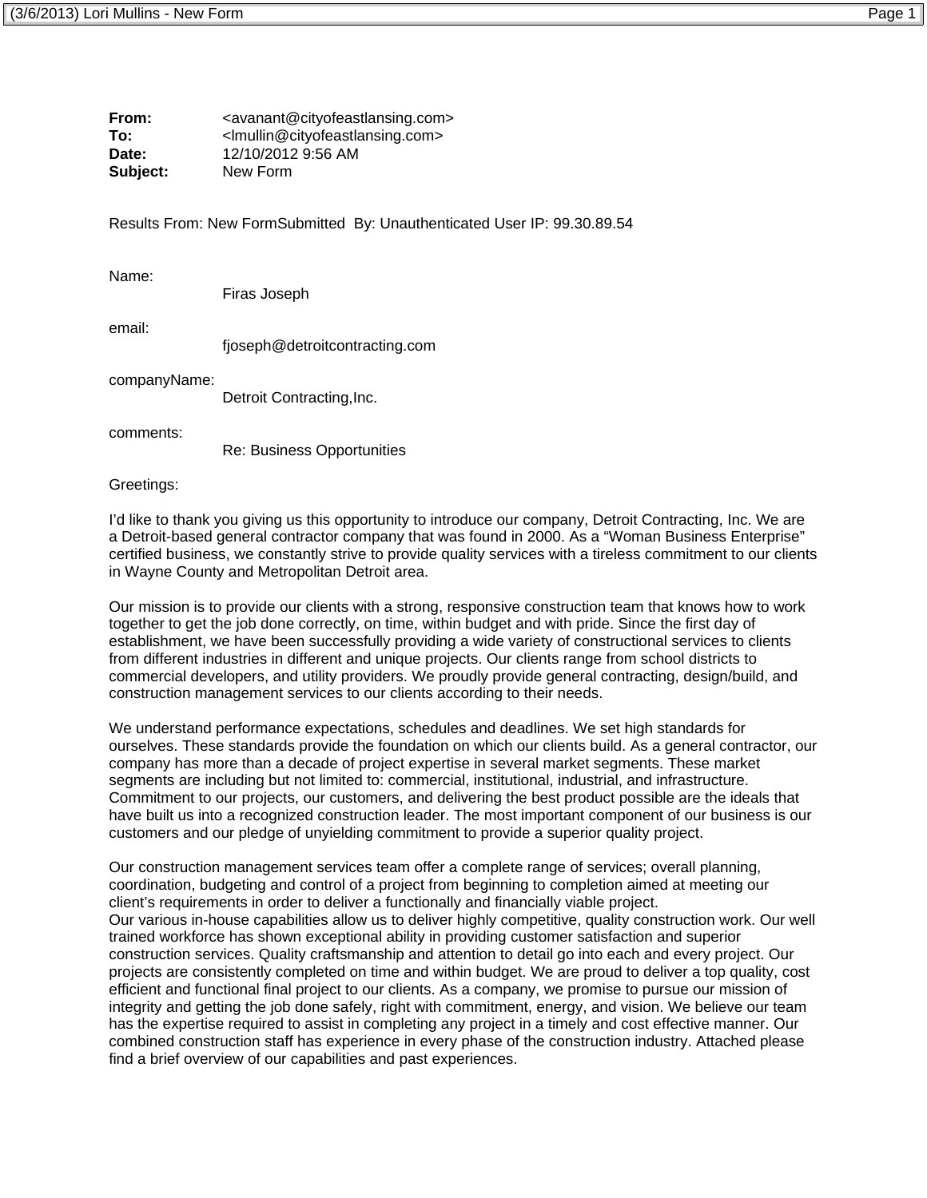**From:** <avanant@cityofeastlansing.com>
**To:** <lmullin@cityofeastlansing.com>
**Date:** 12/10/2012 9:56 AM
**Subject:** New Form

Results From: New FormSubmitted By: Unauthenticated User IP: 99.30.89.54

Name:
Firas Joseph

email:
fjoseph@detroitcontracting.com

companyName:
Detroit Contracting,Inc.

comments:
Re: Business Opportunities

Greetings:

I'd like to thank you giving us this opportunity to introduce our company, Detroit Contracting, Inc. We are a Detroit-based general contractor company that was found in 2000. As a "Woman Business Enterprise" certified business, we constantly strive to provide quality services with a tireless commitment to our clients in Wayne County and Metropolitan Detroit area.

Our mission is to provide our clients with a strong, responsive construction team that knows how to work together to get the job done correctly, on time, within budget and with pride. Since the first day of establishment, we have been successfully providing a wide variety of constructional services to clients from different industries in different and unique projects. Our clients range from school districts to commercial developers, and utility providers. We proudly provide general contracting, design/build, and construction management services to our clients according to their needs.

We understand performance expectations, schedules and deadlines. We set high standards for ourselves. These standards provide the foundation on which our clients build. As a general contractor, our company has more than a decade of project expertise in several market segments. These market segments are including but not limited to: commercial, institutional, industrial, and infrastructure. Commitment to our projects, our customers, and delivering the best product possible are the ideals that have built us into a recognized construction leader. The most important component of our business is our customers and our pledge of unyielding commitment to provide a superior quality project.

Our construction management services team offer a complete range of services; overall planning, coordination, budgeting and control of a project from beginning to completion aimed at meeting our client's requirements in order to deliver a functionally and financially viable project.
Our various in-house capabilities allow us to deliver highly competitive, quality construction work. Our well trained workforce has shown exceptional ability in providing customer satisfaction and superior construction services. Quality craftsmanship and attention to detail go into each and every project. Our projects are consistently completed on time and within budget. We are proud to deliver a top quality, cost efficient and functional final project to our clients. As a company, we promise to pursue our mission of integrity and getting the job done safely, right with commitment, energy, and vision. We believe our team has the expertise required to assist in completing any project in a timely and cost effective manner. Our combined construction staff has experience in every phase of the construction industry. Attached please find a brief overview of our capabilities and past experiences.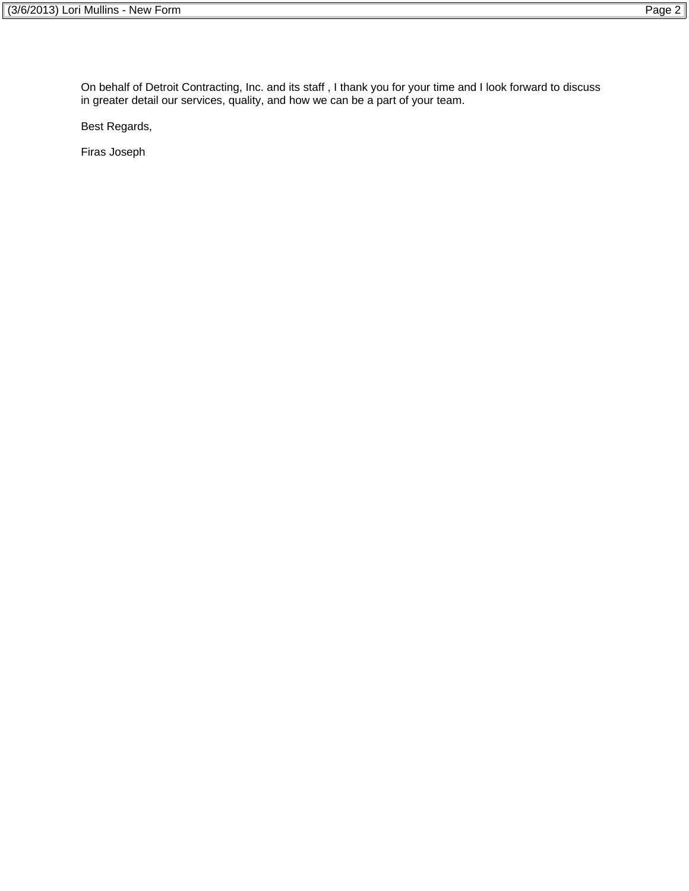On behalf of Detroit Contracting, Inc. and its staff , I thank you for your time and I look forward to discuss in greater detail our services, quality, and how we can be a part of your team.

Best Regards,

Firas Joseph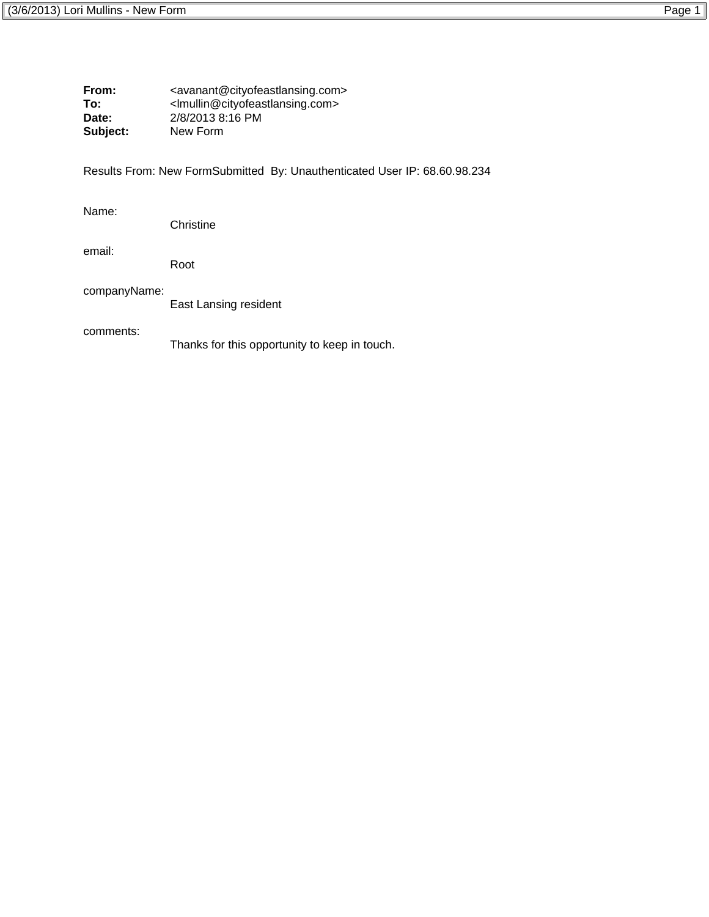**From:** <avanant@cityofeastlansing.com>
**To:** <lmullin@cityofeastlansing.com>
**Date:** 2/8/2013 8:16 PM
**Subject:** New Form

Results From: New FormSubmitted By: Unauthenticated User IP: 68.60.98.234

Name:
Christine

email:
Root

companyName:
East Lansing resident

comments:
Thanks for this opportunity to keep in touch.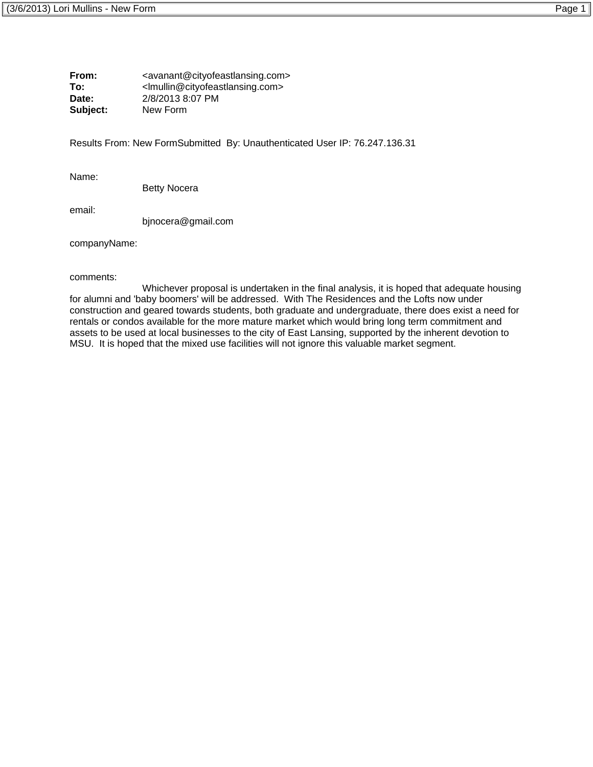**From:** <avanant@cityofeastlansing.com>
**To:** <lmullin@cityofeastlansing.com>
**Date:** 2/8/2013 8:07 PM
**Subject:** New Form

Results From: New FormSubmitted By: Unauthenticated User IP: 76.247.136.31

Name:
Betty Nocera

email:
bjnocera@gmail.com

companyName:

comments:
Whichever proposal is undertaken in the final analysis, it is hoped that adequate housing for alumni and 'baby boomers' will be addressed. With The Residences and the Lofts now under construction and geared towards students, both graduate and undergraduate, there does exist a need for rentals or condos available for the more mature market which would bring long term commitment and assets to be used at local businesses to the city of East Lansing, supported by the inherent devotion to MSU. It is hoped that the mixed use facilities will not ignore this valuable market segment.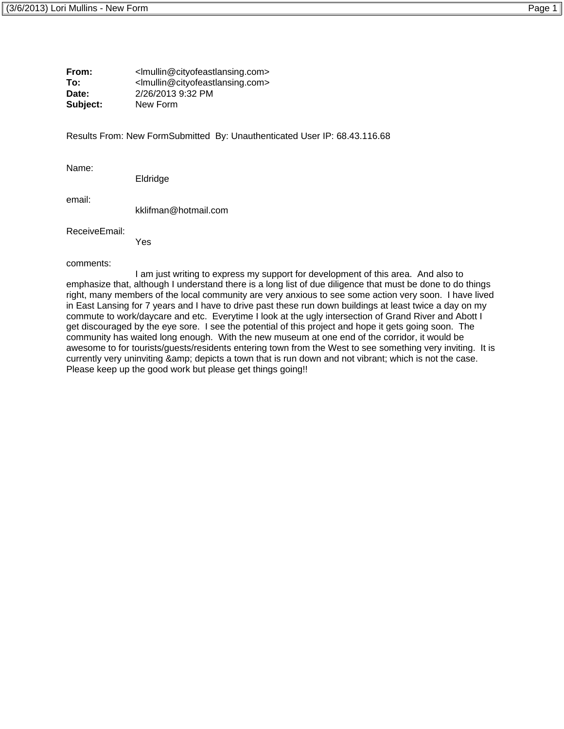**From:** <lmullin@cityofeastlansing.com>
**To:** <lmullin@cityofeastlansing.com>
**Date:** 2/26/2013 9:32 PM
**Subject:** New Form

Results From: New FormSubmitted By: Unauthenticated User IP: 68.43.116.68

Name:
Eldridge

email:
kklifman@hotmail.com

ReceiveEmail:
Yes

comments:
I am just writing to express my support for development of this area. And also to emphasize that, although I understand there is a long list of due diligence that must be done to do things right, many members of the local community are very anxious to see some action very soon. I have lived in East Lansing for 7 years and I have to drive past these run down buildings at least twice a day on my commute to work/daycare and etc. Everytime I look at the ugly intersection of Grand River and Abott I get discouraged by the eye sore. I see the potential of this project and hope it gets going soon. The community has waited long enough. With the new museum at one end of the corridor, it would be awesome to for tourists/guests/residents entering town from the West to see something very inviting. It is currently very uninviting &amp; depicts a town that is run down and not vibrant; which is not the case. Please keep up the good work but please get things going!!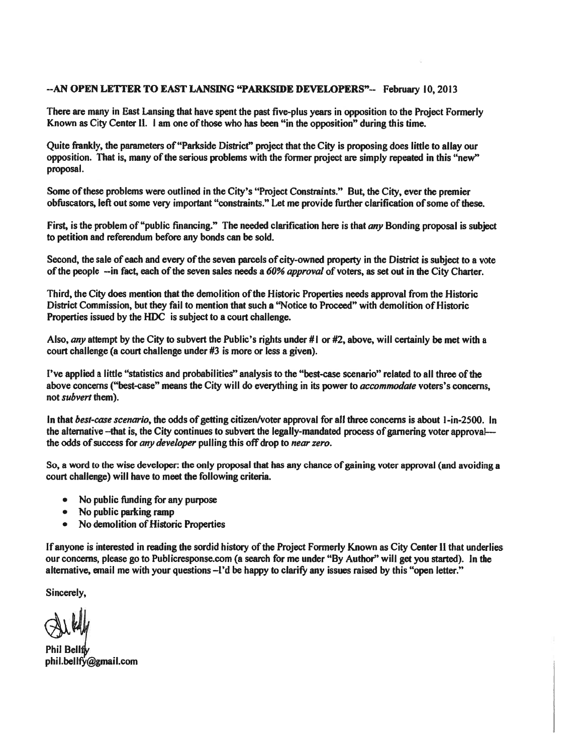**--AN OPEN LETTER TO EAST LANSING "PARKSIDE DEVELOPERS"-- February 10, 2013**

There are many in East Lansing that have spent the past five-plus years in opposition to the Project Formerly Known as City Center II. I am one of those who has been "in the opposition" during this time.

Quite frankly, the parameters of "Parkside District" project that the City is proposing does little to allay our opposition. That is, many of the serious problems with the former project are simply repeated in this "new" proposal.

Some of these problems were outlined in the City's "Project Constraints." But, the City, ever the premier obfuscators, left out some very important "constraints." Let me provide further clarification of some of these.

First, is the problem of "public financing." The needed clarification here is that *any* Bonding proposal is subject to petition and referendum before any bonds can be sold.

Second, the sale of each and every of the seven parcels of city-owned property in the District is subject to a vote of the people --in fact, each of the seven sales needs a *60% approval* of voters, as set out in the City Charter.

Third, the City does mention that the demolition of the Historic Properties needs approval from the Historic District Commission, but they fail to mention that such a "Notice to Proceed" with demolition of Historic Properties issued by the HDC is subject to a court challenge.

Also, *any* attempt by the City to subvert the Public's rights under #1 or #2, above, will certainly be met with a court challenge (a court challenge under #3 is more or less a given).

I've applied a little "statistics and probabilities" analysis to the "best-case scenario" related to all three of the above concerns ("best-case" means the City will do everything in its power to *accommodate* voters's concerns, not *subvert* them).

In that *best-case scenario*, the odds of getting citizen/voter approval for all three concerns is about 1-in-2500. In the alternative –that is, the City continues to subvert the legally-mandated process of garnering voter approval— the odds of success for *any developer* pulling this off drop to *near zero*.

So, a word to the wise developer: the only proposal that has any chance of gaining voter approval (and avoiding a court challenge) will have to meet the following criteria.

- No public funding for any purpose
- No public parking ramp
- No demolition of Historic Properties

If anyone is interested in reading the sordid history of the Project Formerly Known as City Center II that underlies our concerns, please go to Publicresponse.com (a search for me under "By Author" will get you started). In the alternative, email me with your questions –I'd be happy to clarify any issues raised by this "open letter."

Sincerely,

Phil Bellfy
phil.bellfy@gmail.com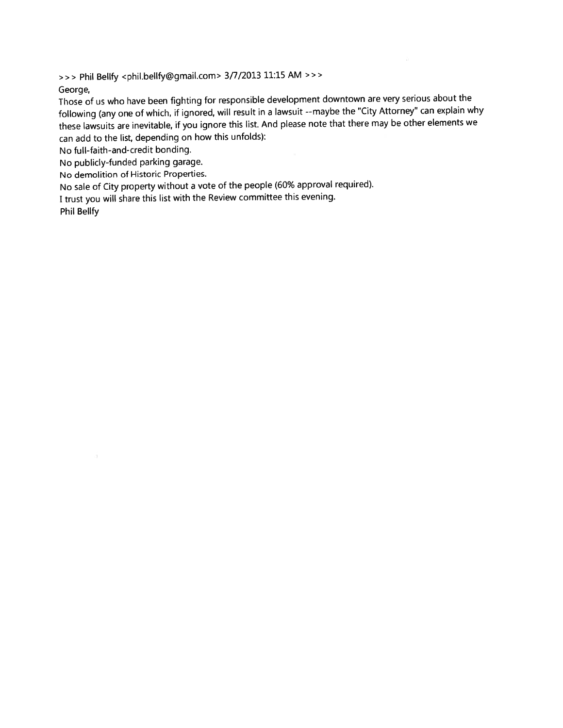>>> Phil Bellfy <phil.bellfy@gmail.com> 3/7/2013 11:15 AM >>>

George,

Those of us who have been fighting for responsible development downtown are very serious about the following (any one of which, if ignored, will result in a lawsuit --maybe the "City Attorney" can explain why these lawsuits are inevitable, if you ignore this list. And please note that there may be other elements we can add to the list, depending on how this unfolds):

No full-faith-and-credit bonding.

No publicly-funded parking garage.

No demolition of Historic Properties.

No sale of City property without a vote of the people (60% approval required).

I trust you will share this list with the Review committee this evening.

Phil Bellfy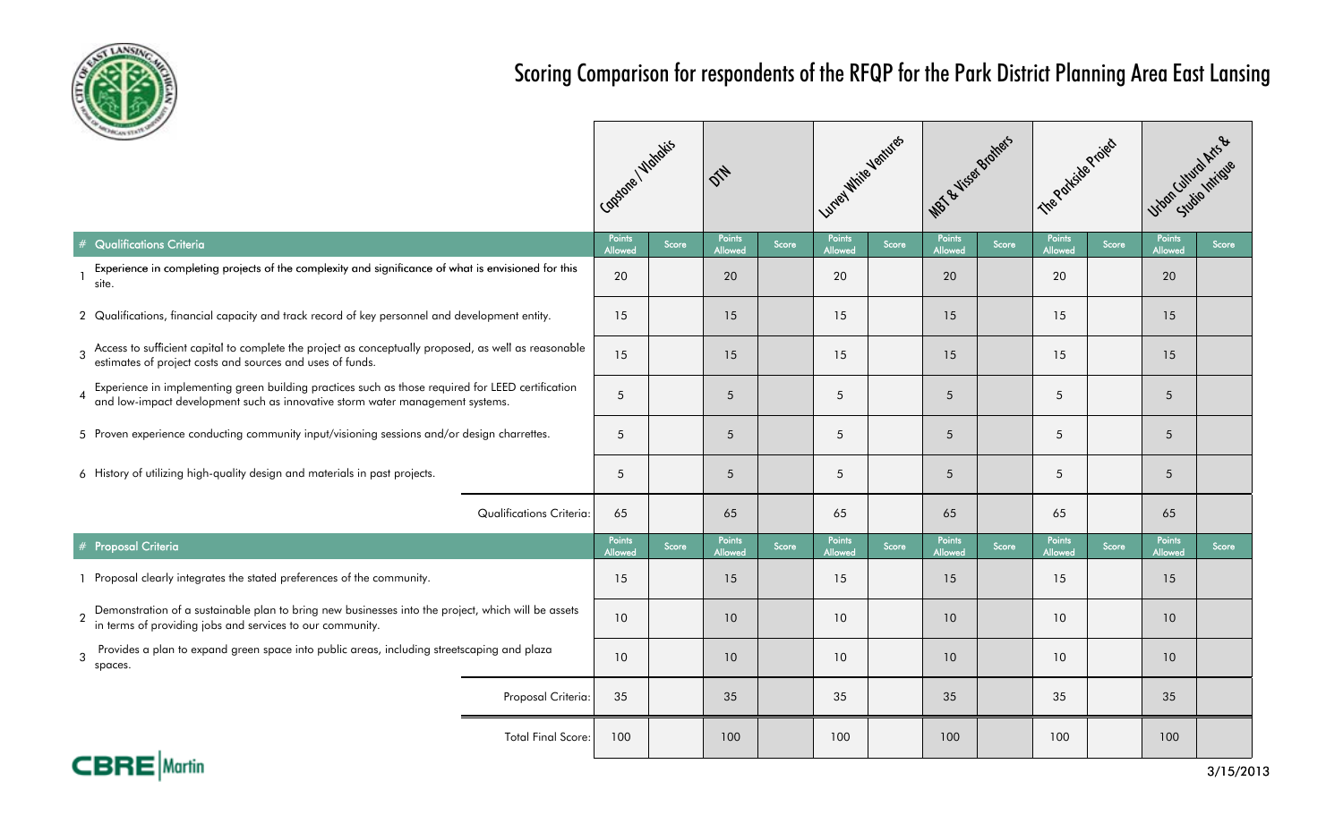# Scoring Comparison for respondents of the RFQP for the Park District Planning Area East Lansing

| # | Qualifications Criteria | Capstone / Vlahakis Points Allowed | Capstone / Vlahakis Score | DTN Points Allowed | DTN Score | Lurvey White Ventures Points Allowed | Lurvey White Ventures Score | MBT & Visser Brothers Points Allowed | MBT & Visser Brothers Score | The Parkside Project Points Allowed | The Parkside Project Score | Urban Cultural Arts & Studio Intrigue Points Allowed | Urban Cultural Arts & Studio Intrigue Score |
|---|---|---|---|---|---|---|---|---|---|---|---|---|---|
| 1 | Experience in completing projects of the complexity and significance of what is envisioned for this site. | 20 | | 20 | | 20 | | 20 | | 20 | | 20 | |
| 2 | Qualifications, financial capacity and track record of key personnel and development entity. | 15 | | 15 | | 15 | | 15 | | 15 | | 15 | |
| 3 | Access to sufficient capital to complete the project as conceptually proposed, as well as reasonable estimates of project costs and sources and uses of funds. | 15 | | 15 | | 15 | | 15 | | 15 | | 15 | |
| 4 | Experience in implementing green building practices such as those required for LEED certification and low-impact development such as innovative storm water management systems. | 5 | | 5 | | 5 | | 5 | | 5 | | 5 | |
| 5 | Proven experience conducting community input/visioning sessions and/or design charrettes. | 5 | | 5 | | 5 | | 5 | | 5 | | 5 | |
| 6 | History of utilizing high-quality design and materials in past projects. | 5 | | 5 | | 5 | | 5 | | 5 | | 5 | |
| | Qualifications Criteria: | 65 | | 65 | | 65 | | 65 | | 65 | | 65 | |
| # | **Proposal Criteria** | Points Allowed | Score | Points Allowed | Score | Points Allowed | Score | Points Allowed | Score | Points Allowed | Score | Points Allowed | Score |
| 1 | Proposal clearly integrates the stated preferences of the community. | 15 | | 15 | | 15 | | 15 | | 15 | | 15 | |
| 2 | Demonstration of a sustainable plan to bring new businesses into the project, which will be assets in terms of providing jobs and services to our community. | 10 | | 10 | | 10 | | 10 | | 10 | | 10 | |
| 3 | Provides a plan to expand green space into public areas, including streetscaping and plaza spaces. | 10 | | 10 | | 10 | | 10 | | 10 | | 10 | |
| | Proposal Criteria: | 35 | | 35 | | 35 | | 35 | | 35 | | 35 | |
| | Total Final Score: | 100 | | 100 | | 100 | | 100 | | 100 | | 100 | |

CBRE | Martin

3/15/2013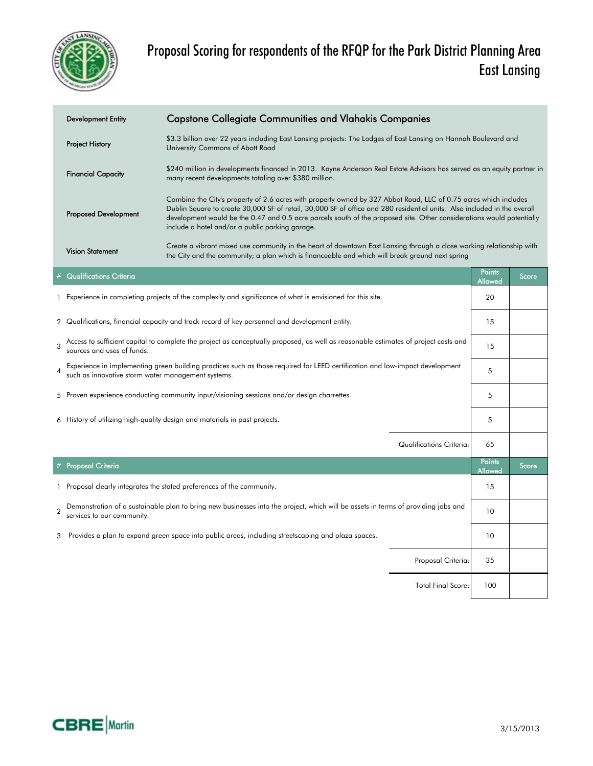# Proposal Scoring for respondents of the RFQP for the Park District Planning Area East Lansing

| | |
|---|---|
| **Development Entity** | **Capstone Collegiate Communities and Vlahakis Companies** |
| **Project History** | $3.3 billion over 22 years including East Lansing projects: The Lodges of East Lansing on Hannah Boulevard and University Commons of Abott Road |
| **Financial Capacity** | $240 million in developments financed in 2013. Kayne Anderson Real Estate Advisors has served as an equity partner in many recent developments totaling over $380 million. |
| **Proposed Development** | Combine the City's property of 2.6 acres with property owned by 327 Abbot Road, LLC of 0.75 acres which includes Dublin Square to create 30,000 SF of retail, 30,000 SF of office and 280 residential units. Also included in the overall development would be the 0.47 and 0.5 acre parcels south of the proposed site. Other considerations would potentially include a hotel and/or a public parking garage. |
| **Vision Statement** | Create a vibrant mixed use community in the heart of downtown East Lansing through a close working relationship with the City and the community; a plan which is financeable and which will break ground next spring |

| # | Qualifications Criteria | Points Allowed | Score |
|---|---|---|---|
| 1 | Experience in completing projects of the complexity and significance of what is envisioned for this site. | 20 | |
| 2 | Qualifications, financial capacity and track record of key personnel and development entity. | 15 | |
| 3 | Access to sufficient capital to complete the project as conceptually proposed, as well as reasonable estimates of project costs and sources and uses of funds. | 15 | |
| 4 | Experience in implementing green building practices such as those required for LEED certification and low-impact development such as innovative storm water management systems. | 5 | |
| 5 | Proven experience conducting community input/visioning sessions and/or design charrettes. | 5 | |
| 6 | History of utilizing high-quality design and materials in past projects. | 5 | |
| | Qualifications Criteria: | 65 | |

| # | Proposal Criteria | Points Allowed | Score |
|---|---|---|---|
| 1 | Proposal clearly integrates the stated preferences of the community. | 15 | |
| 2 | Demonstration of a sustainable plan to bring new businesses into the project, which will be assets in terms of providing jobs and services to our community. | 10 | |
| 3 | Provides a plan to expand green space into public areas, including streetscaping and plaza spaces. | 10 | |
| | Proposal Criteria: | 35 | |
| | Total Final Score: | 100 | |

CBRE | Martin

3/15/2013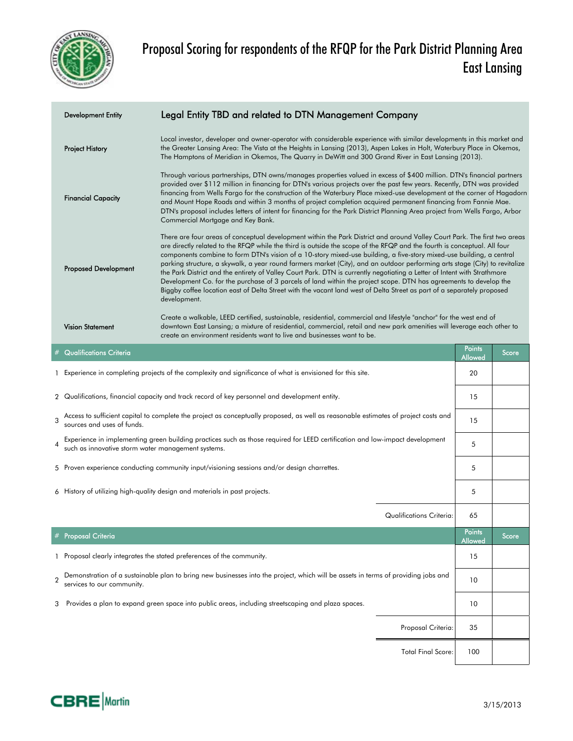# Proposal Scoring for respondents of the RFQP for the Park District Planning Area East Lansing

| | |
|---|---|
| **Development Entity** | **Legal Entity TBD and related to DTN Management Company** |
| **Project History** | Local investor, developer and owner-operator with considerable experience with similar developments in this market and the Greater Lansing Area: The Vista at the Heights in Lansing (2013), Aspen Lakes in Holt, Waterbury Place in Okemos, The Hamptons of Meridian in Okemos, The Quarry in DeWitt and 300 Grand River in East Lansing (2013). |
| **Financial Capacity** | Through various partnerships, DTN owns/manages properties valued in excess of $400 million. DTN's financial partners provided over $112 million in financing for DTN's various projects over the past few years. Recently, DTN was provided financing from Wells Fargo for the construction of the Waterbury Place mixed-use development at the corner of Hagadorn and Mount Hope Roads and within 3 months of project completion acquired permanent financing from Fannie Mae. DTN's proposal includes letters of intent for financing for the Park District Planning Area project from Wells Fargo, Arbor Commercial Mortgage and Key Bank. |
| **Proposed Development** | There are four areas of conceptual development within the Park District and around Valley Court Park. The first two areas are directly related to the RFQP while the third is outside the scope of the RFQP and the fourth is conceptual. All four components combine to form DTN's vision of a 10-story mixed-use building, a five-story mixed-use building, a central parking structure, a skywalk, a year round farmers market (City), and an outdoor performing arts stage (City) to revitalize the Park District and the entirety of Valley Court Park. DTN is currently negotiating a Letter of Intent with Strathmore Development Co. for the purchase of 3 parcels of land within the project scope. DTN has agreements to develop the Biggby coffee location east of Delta Street with the vacant land west of Delta Street as part of a separately proposed development. |
| **Vision Statement** | Create a walkable, LEED certified, sustainable, residential, commercial and lifestyle "anchor" for the west end of downtown East Lansing; a mixture of residential, commercial, retail and new park amenities will leverage each other to create an environment residents want to live and businesses want to be. |

| # | Qualifications Criteria | Points Allowed | Score |
|---|---|---|---|
| 1 | Experience in completing projects of the complexity and significance of what is envisioned for this site. | 20 | |
| 2 | Qualifications, financial capacity and track record of key personnel and development entity. | 15 | |
| 3 | Access to sufficient capital to complete the project as conceptually proposed, as well as reasonable estimates of project costs and sources and uses of funds. | 15 | |
| 4 | Experience in implementing green building practices such as those required for LEED certification and low-impact development such as innovative storm water management systems. | 5 | |
| 5 | Proven experience conducting community input/visioning sessions and/or design charrettes. | 5 | |
| 6 | History of utilizing high-quality design and materials in past projects. | 5 | |
| | Qualifications Criteria: | 65 | |

| # | Proposal Criteria | Points Allowed | Score |
|---|---|---|---|
| 1 | Proposal clearly integrates the stated preferences of the community. | 15 | |
| 2 | Demonstration of a sustainable plan to bring new businesses into the project, which will be assets in terms of providing jobs and services to our community. | 10 | |
| 3 | Provides a plan to expand green space into public areas, including streetscaping and plaza spaces. | 10 | |
| | Proposal Criteria: | 35 | |
| | Total Final Score: | 100 | |

CBRE | Martin

3/15/2013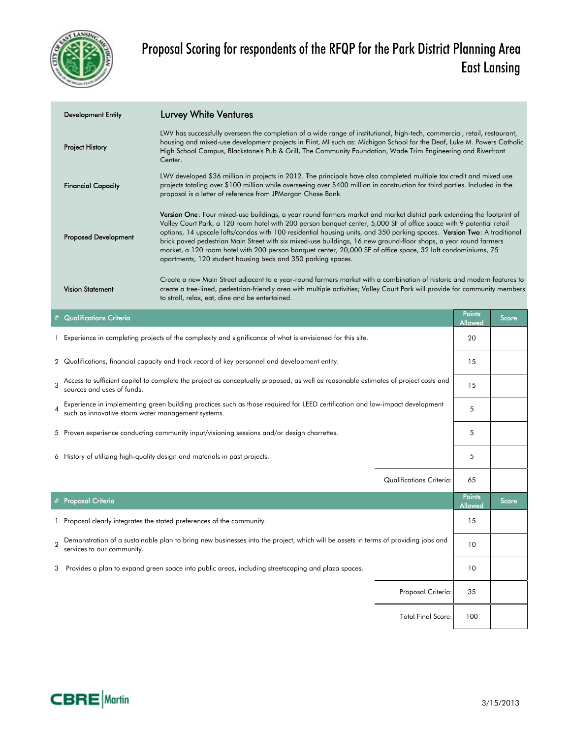# Proposal Scoring for respondents of the RFQP for the Park District Planning Area East Lansing

| | |
|---|---|
| Development Entity | **Lurvey White Ventures** |
| Project History | LWV has successfully overseen the completion of a wide range of institutional, high-tech, commercial, retail, restaurant, housing and mixed-use development projects in Flint, MI such as: Michigan School for the Deaf, Luke M. Powers Catholic High School Campus, Blackstone's Pub & Grill, The Community Foundation, Wade Trim Engineering and Riverfront Center. |
| Financial Capacity | LWV developed $36 million in projects in 2012. The principals have also completed multiple tax credit and mixed use projects totaling over $100 million while overseeing over $400 million in construction for third parties. Included in the proposal is a letter of reference from JPMorgan Chase Bank. |
| Proposed Development | **Version One**: Four mixed-use buildings, a year round farmers market and market district park extending the footprint of Valley Court Park, a 120 room hotel with 200 person banquet center, 5,000 SF of office space with 9 potential retail options, 14 upscale lofts/condos with 100 residential housing units, and 350 parking spaces. **Version Two**: A traditional brick paved pedestrian Main Street with six mixed-use buildings, 16 new ground-floor shops, a year round farmers market, a 120 room hotel with 200 person banquet center, 20,000 SF of office space, 32 loft condominiums, 75 apartments, 120 student housing beds and 350 parking spaces. |
| Vision Statement | Create a new Main Street adjacent to a year-round farmers market with a combination of historic and modern features to create a tree-lined, pedestrian-friendly area with multiple activities; Valley Court Park will provide for community members to stroll, relax, eat, dine and be entertained. |

| # | Qualifications Criteria | Points Allowed | Score |
|---|---|---|---|
| 1 | Experience in completing projects of the complexity and significance of what is envisioned for this site. | 20 | |
| 2 | Qualifications, financial capacity and track record of key personnel and development entity. | 15 | |
| 3 | Access to sufficient capital to complete the project as conceptually proposed, as well as reasonable estimates of project costs and sources and uses of funds. | 15 | |
| 4 | Experience in implementing green building practices such as those required for LEED certification and low-impact development such as innovative storm water management systems. | 5 | |
| 5 | Proven experience conducting community input/visioning sessions and/or design charrettes. | 5 | |
| 6 | History of utilizing high-quality design and materials in past projects. | 5 | |
| | Qualifications Criteria: | 65 | |

| # | Proposal Criteria | Points Allowed | Score |
|---|---|---|---|
| 1 | Proposal clearly integrates the stated preferences of the community. | 15 | |
| 2 | Demonstration of a sustainable plan to bring new businesses into the project, which will be assets in terms of providing jobs and services to our community. | 10 | |
| 3 | Provides a plan to expand green space into public areas, including streetscaping and plaza spaces. | 10 | |
| | Proposal Criteria: | 35 | |
| | Total Final Score: | 100 | |

3/15/2013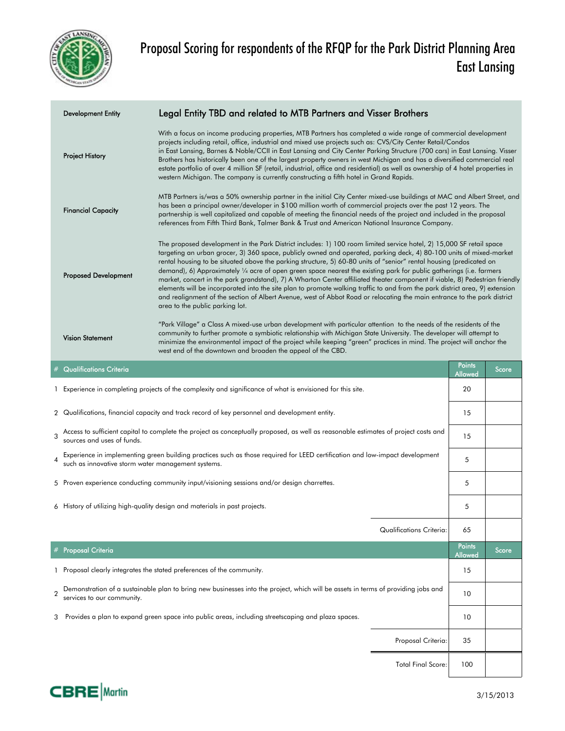# Proposal Scoring for respondents of the RFQP for the Park District Planning Area East Lansing

| | |
|---|---|
| **Development Entity** | **Legal Entity TBD and related to MTB Partners and Visser Brothers** |
| **Project History** | With a focus on income producing properties, MTB Partners has completed a wide range of commercial development projects including retail, office, industrial and mixed use projects such as: CVS/City Center Retail/Condos in East Lansing, Barnes & Noble/CCII in East Lansing and City Center Parking Structure (700 cars) in East Lansing. Visser Brothers has historically been one of the largest property owners in west Michigan and has a diversified commercial real estate portfolio of over 4 million SF (retail, industrial, office and residential) as well as ownership of 4 hotel properties in western Michigan. The company is currently constructing a fifth hotel in Grand Rapids. |
| **Financial Capacity** | MTB Partners is/was a 50% ownership partner in the initial City Center mixed-use buildings at MAC and Albert Street, and has been a principal owner/developer in $100 million worth of commercial projects over the past 12 years. The partnership is well capitalized and capable of meeting the financial needs of the project and included in the proposal references from Fifth Third Bank, Talmer Bank & Trust and American National Insurance Company. |
| **Proposed Development** | The proposed development in the Park District includes: 1) 100 room limited service hotel, 2) 15,000 SF retail space targeting an urban grocer, 3) 360 space, publicly owned and operated, parking deck, 4) 80-100 units of mixed-market rental housing to be situated above the parking structure, 5) 60-80 units of "senior" rental housing (predicated on demand), 6) Approximately ¼ acre of open green space nearest the existing park for public gatherings (i.e. farmers market, concert in the park grandstand), 7) A Wharton Center affiliated theater component if viable, 8) Pedestrian friendly elements will be incorporated into the site plan to promote walking traffic to and from the park district area, 9) extension and realignment of the section of Albert Avenue, west of Abbot Road or relocating the main entrance to the park district area to the public parking lot. |
| **Vision Statement** | "Park Village" a Class A mixed-use urban development with particular attention to the needs of the residents of the community to further promote a symbiotic relationship with Michigan State University. The developer will attempt to minimize the environmental impact of the project while keeping "green" practices in mind. The project will anchor the west end of the downtown and broaden the appeal of the CBD. |

| # | Qualifications Criteria | Points Allowed | Score |
|---|---|---|---|
| 1 | Experience in completing projects of the complexity and significance of what is envisioned for this site. | 20 | |
| 2 | Qualifications, financial capacity and track record of key personnel and development entity. | 15 | |
| 3 | Access to sufficient capital to complete the project as conceptually proposed, as well as reasonable estimates of project costs and sources and uses of funds. | 15 | |
| 4 | Experience in implementing green building practices such as those required for LEED certification and low-impact development such as innovative storm water management systems. | 5 | |
| 5 | Proven experience conducting community input/visioning sessions and/or design charrettes. | 5 | |
| 6 | History of utilizing high-quality design and materials in past projects. | 5 | |
| | Qualifications Criteria: | 65 | |

| # | Proposal Criteria | Points Allowed | Score |
|---|---|---|---|
| 1 | Proposal clearly integrates the stated preferences of the community. | 15 | |
| 2 | Demonstration of a sustainable plan to bring new businesses into the project, which will be assets in terms of providing jobs and services to our community. | 10 | |
| 3 | Provides a plan to expand green space into public areas, including streetscaping and plaza spaces. | 10 | |
| | Proposal Criteria: | 35 | |
| | Total Final Score: | 100 | |

CBRE | Martin

3/15/2013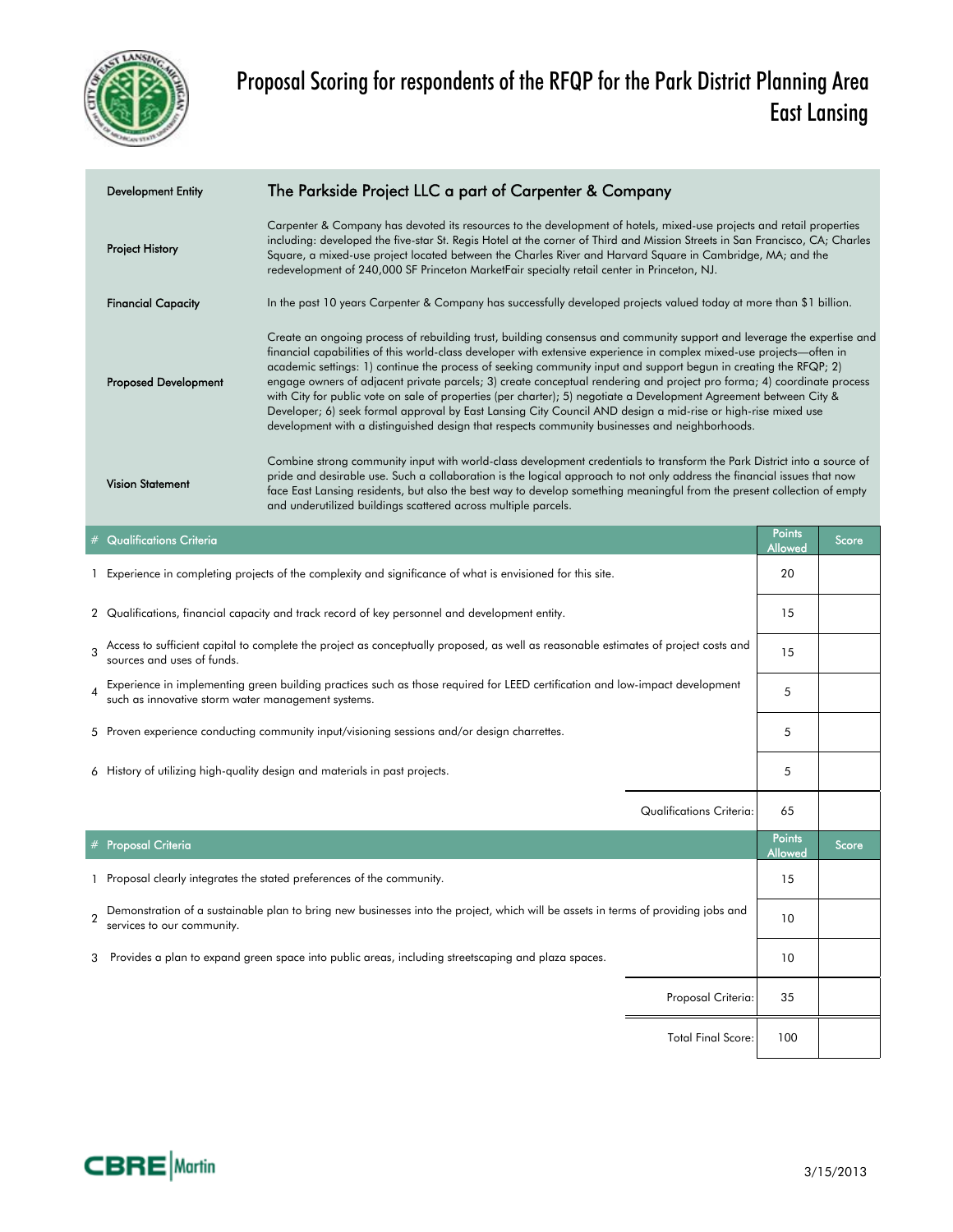# Proposal Scoring for respondents of the RFQP for the Park District Planning Area East Lansing

| | |
|---|---|
| Development Entity | The Parkside Project LLC a part of Carpenter & Company |
| Project History | Carpenter & Company has devoted its resources to the development of hotels, mixed-use projects and retail properties including: developed the five-star St. Regis Hotel at the corner of Third and Mission Streets in San Francisco, CA; Charles Square, a mixed-use project located between the Charles River and Harvard Square in Cambridge, MA; and the redevelopment of 240,000 SF Princeton MarketFair specialty retail center in Princeton, NJ. |
| Financial Capacity | In the past 10 years Carpenter & Company has successfully developed projects valued today at more than $1 billion. |
| Proposed Development | Create an ongoing process of rebuilding trust, building consensus and community support and leverage the expertise and financial capabilities of this world-class developer with extensive experience in complex mixed-use projects—often in academic settings: 1) continue the process of seeking community input and support begun in creating the RFQP; 2) engage owners of adjacent private parcels; 3) create conceptual rendering and project pro forma; 4) coordinate process with City for public vote on sale of properties (per charter); 5) negotiate a Development Agreement between City & Developer; 6) seek formal approval by East Lansing City Council AND design a mid-rise or high-rise mixed use development with a distinguished design that respects community businesses and neighborhoods. |
| Vision Statement | Combine strong community input with world-class development credentials to transform the Park District into a source of pride and desirable use. Such a collaboration is the logical approach to not only address the financial issues that now face East Lansing residents, but also the best way to develop something meaningful from the present collection of empty and underutilized buildings scattered across multiple parcels. |

| # | Qualifications Criteria | Points Allowed | Score |
|---|---|---|---|
| 1 | Experience in completing projects of the complexity and significance of what is envisioned for this site. | 20 | |
| 2 | Qualifications, financial capacity and track record of key personnel and development entity. | 15 | |
| 3 | Access to sufficient capital to complete the project as conceptually proposed, as well as reasonable estimates of project costs and sources and uses of funds. | 15 | |
| 4 | Experience in implementing green building practices such as those required for LEED certification and low-impact development such as innovative storm water management systems. | 5 | |
| 5 | Proven experience conducting community input/visioning sessions and/or design charrettes. | 5 | |
| 6 | History of utilizing high-quality design and materials in past projects. | 5 | |
| | Qualifications Criteria: | 65 | |

| # | Proposal Criteria | Points Allowed | Score |
|---|---|---|---|
| 1 | Proposal clearly integrates the stated preferences of the community. | 15 | |
| 2 | Demonstration of a sustainable plan to bring new businesses into the project, which will be assets in terms of providing jobs and services to our community. | 10 | |
| 3 | Provides a plan to expand green space into public areas, including streetscaping and plaza spaces. | 10 | |
| | Proposal Criteria: | 35 | |
| | Total Final Score: | 100 | |

CBRE | Martin

3/15/2013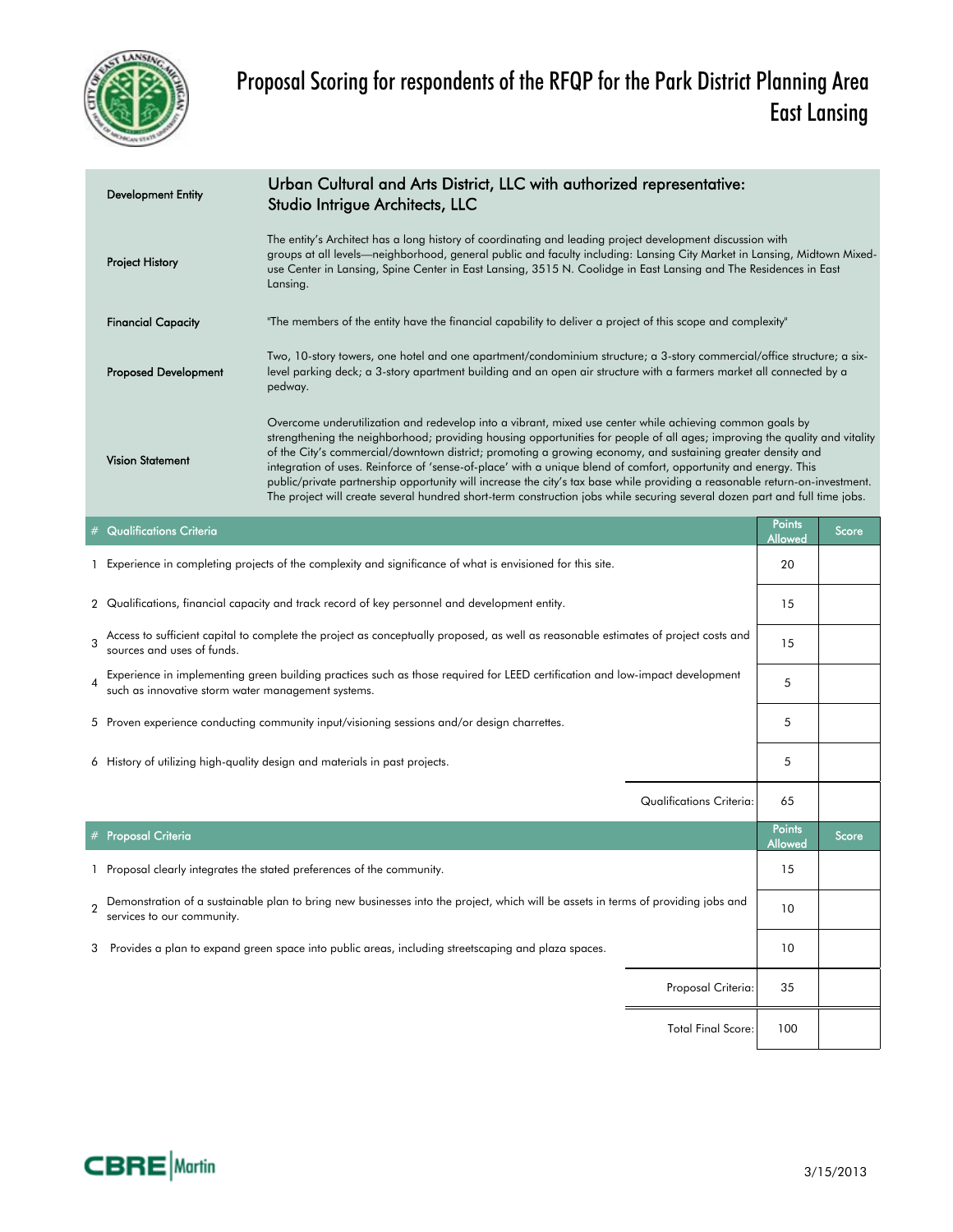# Proposal Scoring for respondents of the RFQP for the Park District Planning Area East Lansing

| | |
|---|---|
| Development Entity | Urban Cultural and Arts District, LLC with authorized representative: Studio Intrigue Architects, LLC |
| Project History | The entity's Architect has a long history of coordinating and leading project development discussion with groups at all levels—neighborhood, general public and faculty including: Lansing City Market in Lansing, Midtown Mixed-use Center in Lansing, Spine Center in East Lansing, 3515 N. Coolidge in East Lansing and The Residences in East Lansing. |
| Financial Capacity | "The members of the entity have the financial capability to deliver a project of this scope and complexity" |
| Proposed Development | Two, 10-story towers, one hotel and one apartment/condominium structure; a 3-story commercial/office structure; a six-level parking deck; a 3-story apartment building and an open air structure with a farmers market all connected by a pedway. |
| Vision Statement | Overcome underutilization and redevelop into a vibrant, mixed use center while achieving common goals by strengthening the neighborhood; providing housing opportunities for people of all ages; improving the quality and vitality of the City's commercial/downtown district; promoting a growing economy, and sustaining greater density and integration of uses. Reinforce of 'sense-of-place' with a unique blend of comfort, opportunity and energy. This public/private partnership opportunity will increase the city's tax base while providing a reasonable return-on-investment. The project will create several hundred short-term construction jobs while securing several dozen part and full time jobs. |

| # | Qualifications Criteria | Points Allowed | Score |
|---|---|---|---|
| 1 | Experience in completing projects of the complexity and significance of what is envisioned for this site. | 20 | |
| 2 | Qualifications, financial capacity and track record of key personnel and development entity. | 15 | |
| 3 | Access to sufficient capital to complete the project as conceptually proposed, as well as reasonable estimates of project costs and sources and uses of funds. | 15 | |
| 4 | Experience in implementing green building practices such as those required for LEED certification and low-impact development such as innovative storm water management systems. | 5 | |
| 5 | Proven experience conducting community input/visioning sessions and/or design charrettes. | 5 | |
| 6 | History of utilizing high-quality design and materials in past projects. | 5 | |
| | Qualifications Criteria: | 65 | |

| # | Proposal Criteria | Points Allowed | Score |
|---|---|---|---|
| 1 | Proposal clearly integrates the stated preferences of the community. | 15 | |
| 2 | Demonstration of a sustainable plan to bring new businesses into the project, which will be assets in terms of providing jobs and services to our community. | 10 | |
| 3 | Provides a plan to expand green space into public areas, including streetscaping and plaza spaces. | 10 | |
| | Proposal Criteria: | 35 | |
| | Total Final Score: | 100 | |

CBRE Martin

3/15/2013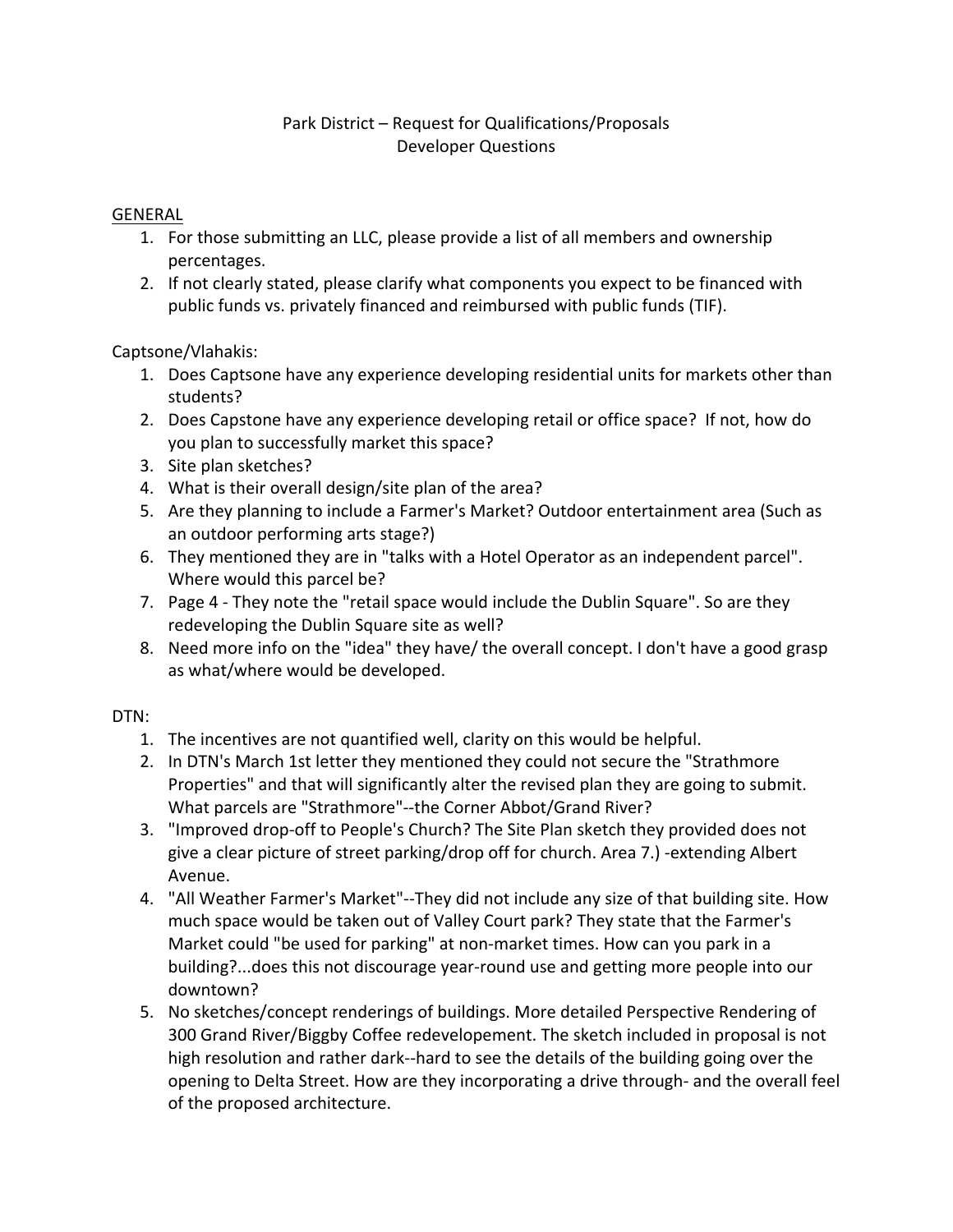Park District – Request for Qualifications/Proposals
Developer Questions

GENERAL

1. For those submitting an LLC, please provide a list of all members and ownership percentages.
2. If not clearly stated, please clarify what components you expect to be financed with public funds vs. privately financed and reimbursed with public funds (TIF).

Captsone/Vlahakis:

1. Does Captsone have any experience developing residential units for markets other than students?
2. Does Capstone have any experience developing retail or office space? If not, how do you plan to successfully market this space?
3. Site plan sketches?
4. What is their overall design/site plan of the area?
5. Are they planning to include a Farmer's Market? Outdoor entertainment area (Such as an outdoor performing arts stage?)
6. They mentioned they are in "talks with a Hotel Operator as an independent parcel". Where would this parcel be?
7. Page 4 - They note the "retail space would include the Dublin Square". So are they redeveloping the Dublin Square site as well?
8. Need more info on the "idea" they have/ the overall concept. I don't have a good grasp as what/where would be developed.

DTN:

1. The incentives are not quantified well, clarity on this would be helpful.
2. In DTN's March 1st letter they mentioned they could not secure the "Strathmore Properties" and that will significantly alter the revised plan they are going to submit. What parcels are "Strathmore"--the Corner Abbot/Grand River?
3. "Improved drop-off to People's Church? The Site Plan sketch they provided does not give a clear picture of street parking/drop off for church. Area 7.) -extending Albert Avenue.
4. "All Weather Farmer's Market"--They did not include any size of that building site. How much space would be taken out of Valley Court park? They state that the Farmer's Market could "be used for parking" at non-market times. How can you park in a building?...does this not discourage year-round use and getting more people into our downtown?
5. No sketches/concept renderings of buildings. More detailed Perspective Rendering of 300 Grand River/Biggby Coffee redevelopement. The sketch included in proposal is not high resolution and rather dark--hard to see the details of the building going over the opening to Delta Street. How are they incorporating a drive through- and the overall feel of the proposed architecture.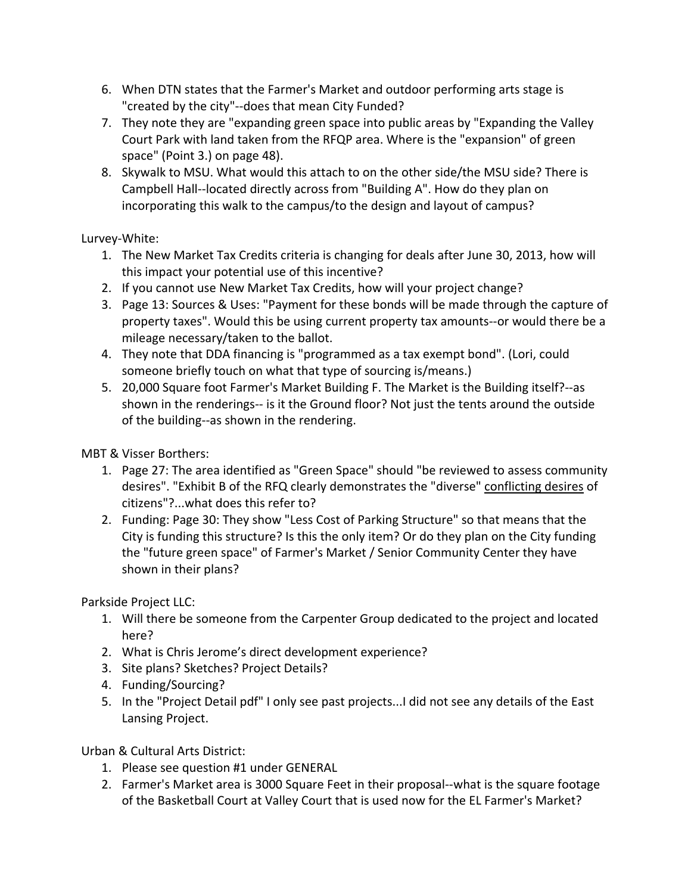6. When DTN states that the Farmer's Market and outdoor performing arts stage is "created by the city"--does that mean City Funded?
7. They note they are "expanding green space into public areas by "Expanding the Valley Court Park with land taken from the RFQP area. Where is the "expansion" of green space" (Point 3.) on page 48).
8. Skywalk to MSU. What would this attach to on the other side/the MSU side? There is Campbell Hall--located directly across from "Building A". How do they plan on incorporating this walk to the campus/to the design and layout of campus?

Lurvey-White:

1. The New Market Tax Credits criteria is changing for deals after June 30, 2013, how will this impact your potential use of this incentive?
2. If you cannot use New Market Tax Credits, how will your project change?
3. Page 13: Sources & Uses: "Payment for these bonds will be made through the capture of property taxes". Would this be using current property tax amounts--or would there be a mileage necessary/taken to the ballot.
4. They note that DDA financing is "programmed as a tax exempt bond". (Lori, could someone briefly touch on what that type of sourcing is/means.)
5. 20,000 Square foot Farmer's Market Building F. The Market is the Building itself?--as shown in the renderings-- is it the Ground floor? Not just the tents around the outside of the building--as shown in the rendering.

MBT & Visser Borthers:

1. Page 27: The area identified as "Green Space" should "be reviewed to assess community desires". "Exhibit B of the RFQ clearly demonstrates the "diverse" <u>conflicting desires</u> of citizens"?...what does this refer to?
2. Funding: Page 30: They show "Less Cost of Parking Structure" so that means that the City is funding this structure? Is this the only item? Or do they plan on the City funding the "future green space" of Farmer's Market / Senior Community Center they have shown in their plans?

Parkside Project LLC:

1. Will there be someone from the Carpenter Group dedicated to the project and located here?
2. What is Chris Jerome's direct development experience?
3. Site plans? Sketches? Project Details?
4. Funding/Sourcing?
5. In the "Project Detail pdf" I only see past projects...I did not see any details of the East Lansing Project.

Urban & Cultural Arts District:

1. Please see question #1 under GENERAL
2. Farmer's Market area is 3000 Square Feet in their proposal--what is the square footage of the Basketball Court at Valley Court that is used now for the EL Farmer's Market?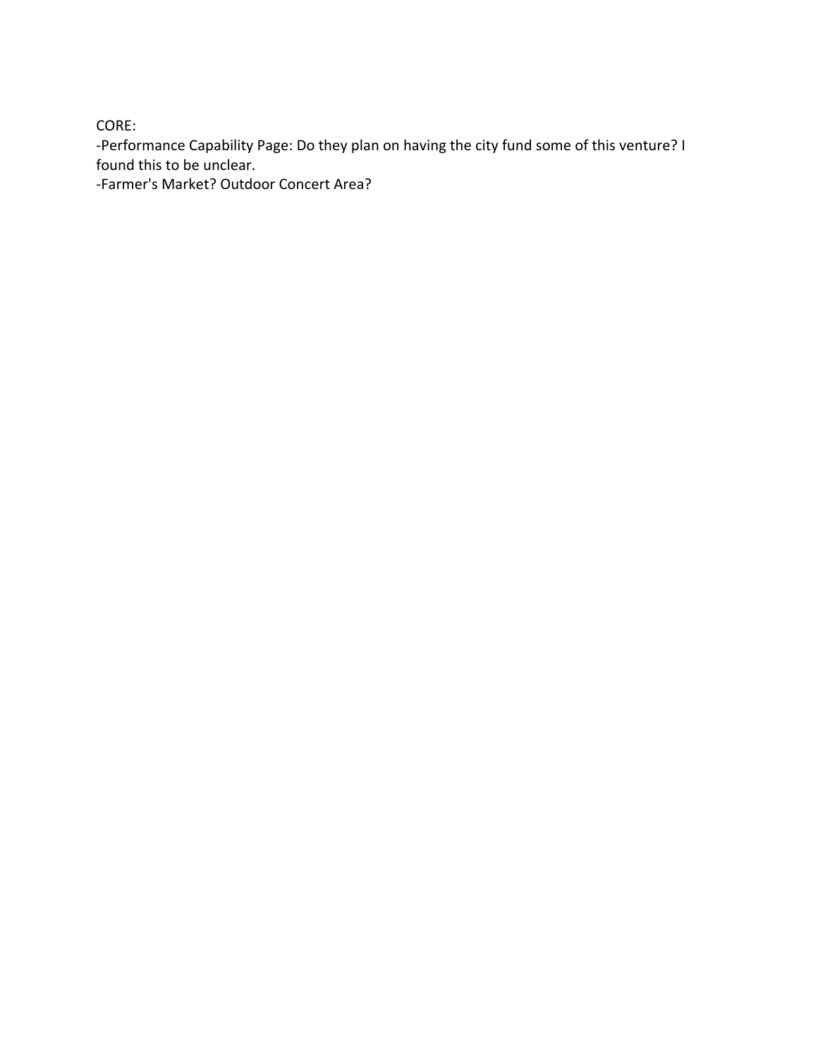CORE:

-Performance Capability Page: Do they plan on having the city fund some of this venture? I found this to be unclear.

-Farmer's Market? Outdoor Concert Area?